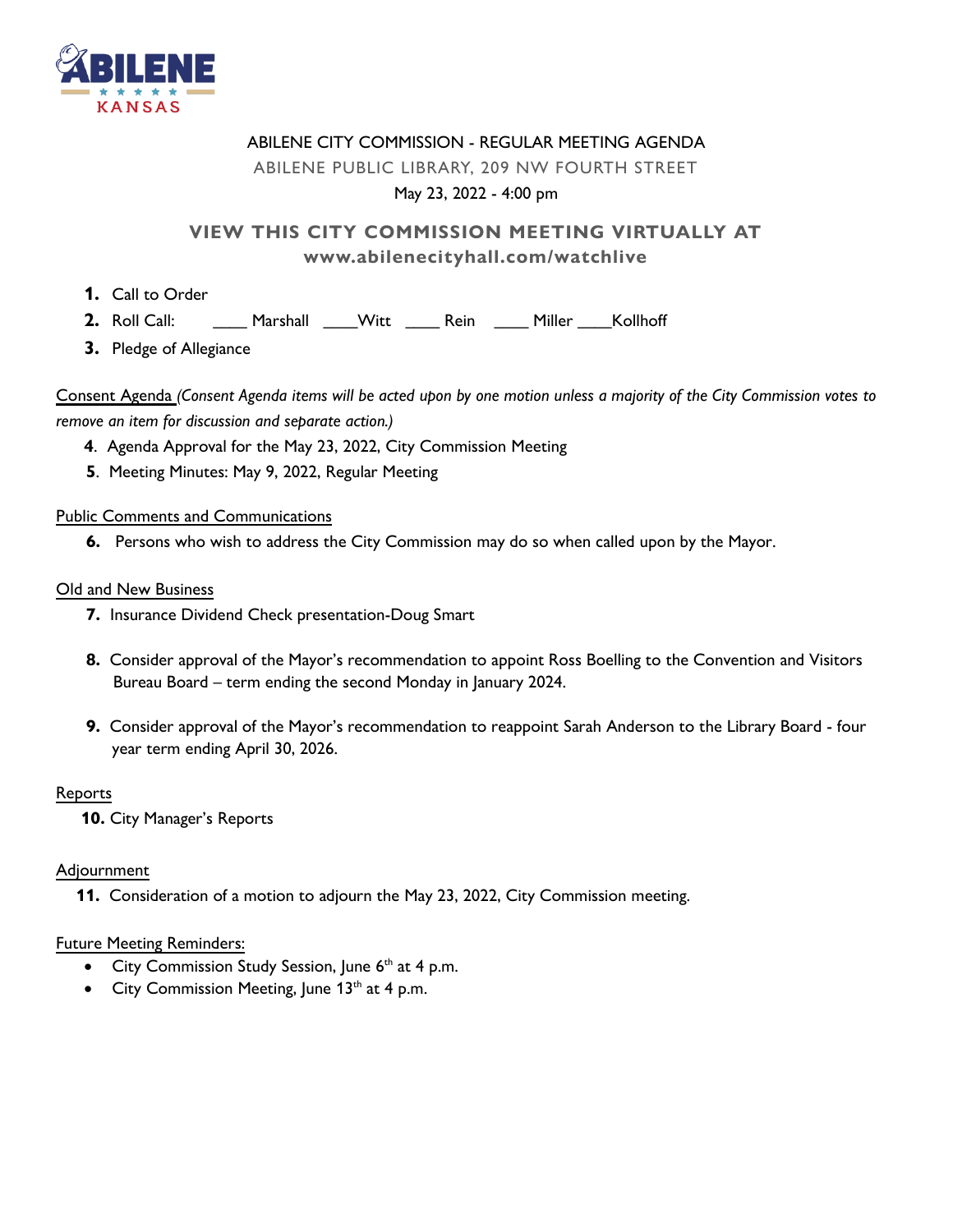# ABILENE CITY COMMISSION - REGULAR MEETING AGENDA

ABILENE PUBLIC LIBRARY, 209 NW FOURTH STREET

May 23, 2022 - 4:00 pm

## VIEW THIS CITY COMMISSION MEETING VIRTUALLY AT www.abilenecityhall.com/watchlive

1. Call to Order
2. Roll Call: ____ Marshall ____Witt ____ Rein ____ Miller ____Kollhoff
3. Pledge of Allegiance

Consent Agenda *(Consent Agenda items will be acted upon by one motion unless a majority of the City Commission votes to remove an item for discussion and separate action.)*

4. Agenda Approval for the May 23, 2022, City Commission Meeting
5. Meeting Minutes: May 9, 2022, Regular Meeting

Public Comments and Communications

6. Persons who wish to address the City Commission may do so when called upon by the Mayor.

Old and New Business

7. Insurance Dividend Check presentation-Doug Smart
8. Consider approval of the Mayor's recommendation to appoint Ross Boelling to the Convention and Visitors Bureau Board – term ending the second Monday in January 2024.
9. Consider approval of the Mayor's recommendation to reappoint Sarah Anderson to the Library Board - four year term ending April 30, 2026.

Reports

10. City Manager's Reports

Adjournment

11. Consideration of a motion to adjourn the May 23, 2022, City Commission meeting.

Future Meeting Reminders:

- City Commission Study Session, June 6th at 4 p.m.
- City Commission Meeting, June 13th at 4 p.m.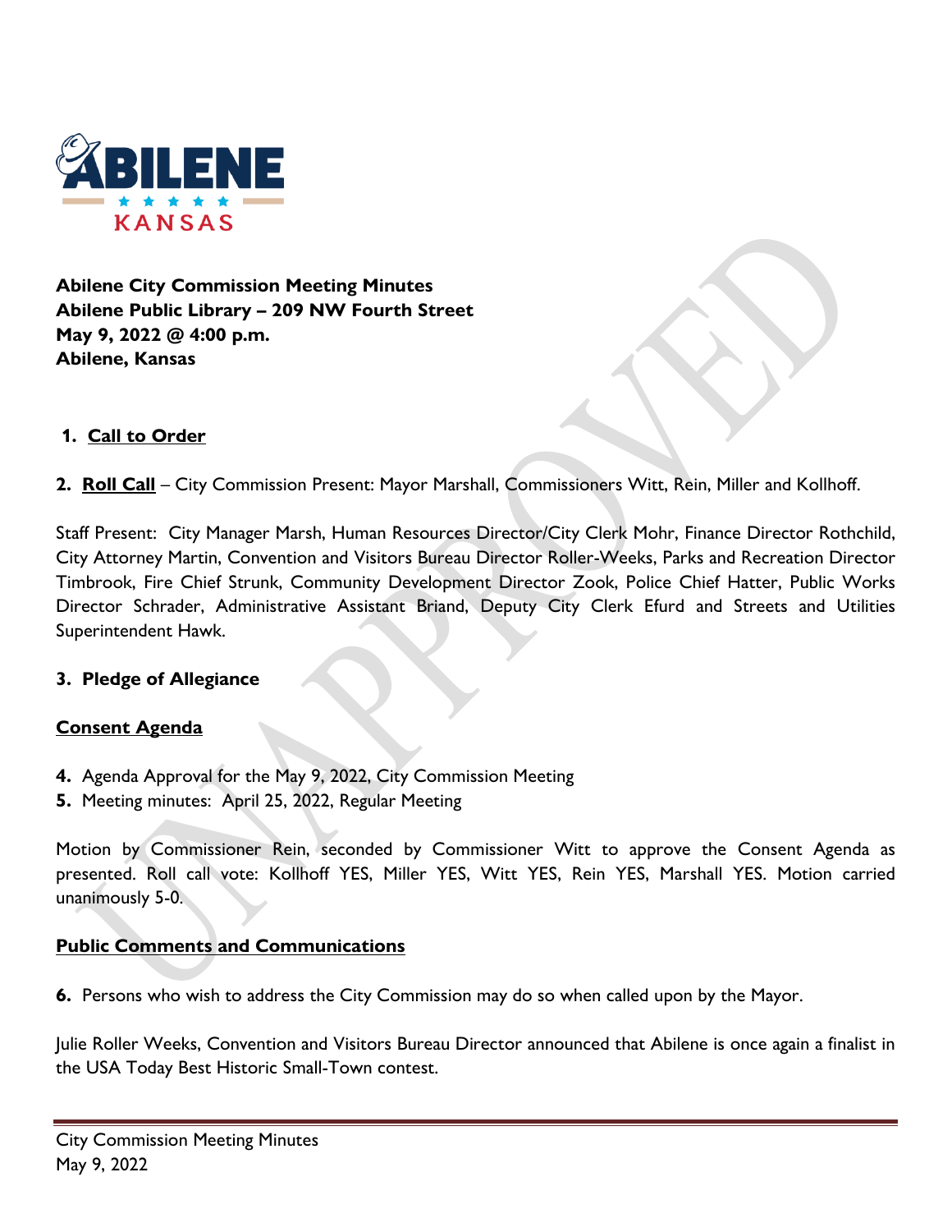**Abilene City Commission Meeting Minutes**
**Abilene Public Library – 209 NW Fourth Street**
**May 9, 2022 @ 4:00 p.m.**
**Abilene, Kansas**

1. **Call to Order**

2. **Roll Call** – City Commission Present: Mayor Marshall, Commissioners Witt, Rein, Miller and Kollhoff.

Staff Present: City Manager Marsh, Human Resources Director/City Clerk Mohr, Finance Director Rothchild, City Attorney Martin, Convention and Visitors Bureau Director Roller-Weeks, Parks and Recreation Director Timbrook, Fire Chief Strunk, Community Development Director Zook, Police Chief Hatter, Public Works Director Schrader, Administrative Assistant Briand, Deputy City Clerk Efurd and Streets and Utilities Superintendent Hawk.

3. **Pledge of Allegiance**

**Consent Agenda**

4. Agenda Approval for the May 9, 2022, City Commission Meeting
5. Meeting minutes: April 25, 2022, Regular Meeting

Motion by Commissioner Rein, seconded by Commissioner Witt to approve the Consent Agenda as presented. Roll call vote: Kollhoff YES, Miller YES, Witt YES, Rein YES, Marshall YES. Motion carried unanimously 5-0.

**Public Comments and Communications**

6. Persons who wish to address the City Commission may do so when called upon by the Mayor.

Julie Roller Weeks, Convention and Visitors Bureau Director announced that Abilene is once again a finalist in the USA Today Best Historic Small-Town contest.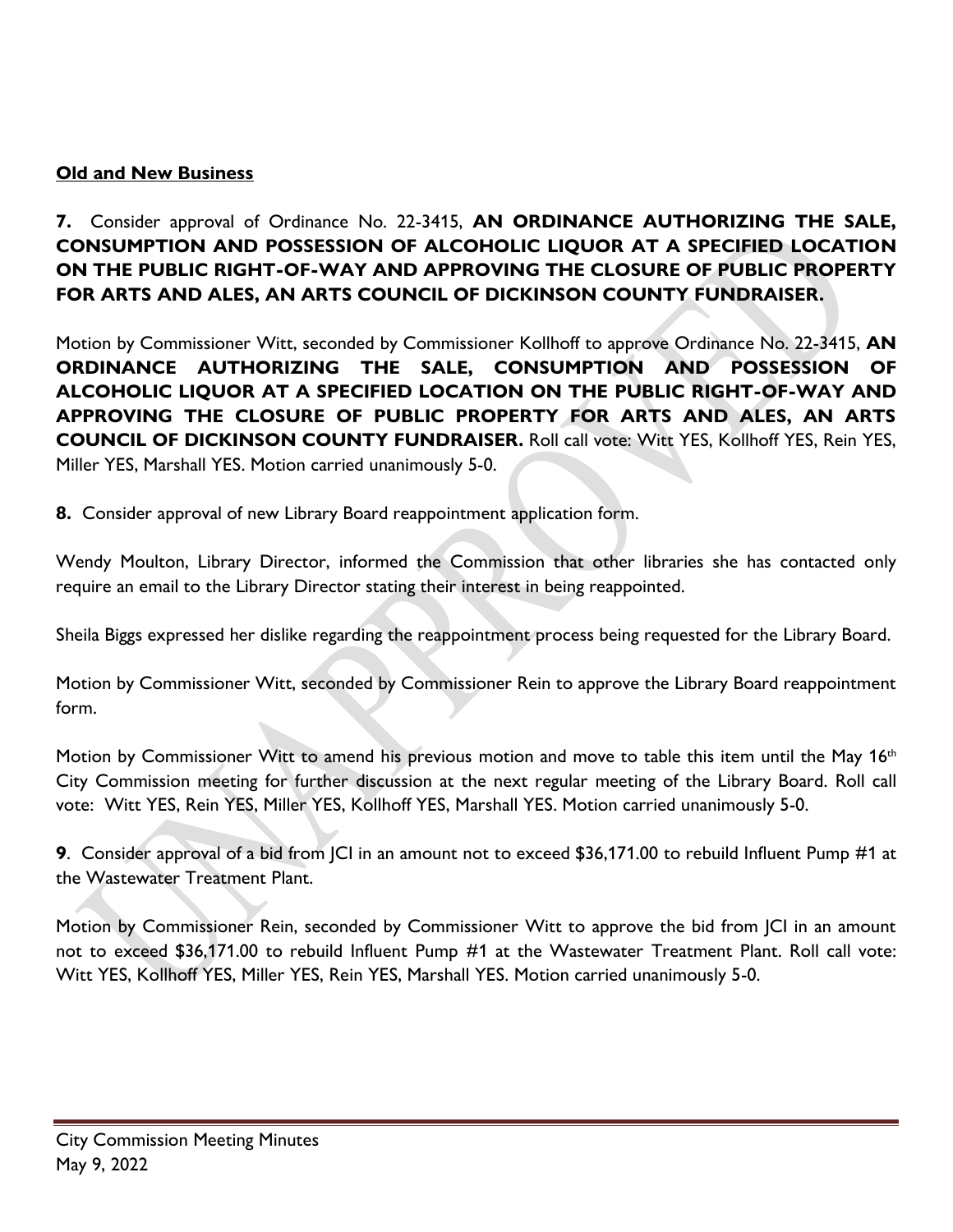**Old and New Business**

**7.** Consider approval of Ordinance No. 22-3415, **AN ORDINANCE AUTHORIZING THE SALE, CONSUMPTION AND POSSESSION OF ALCOHOLIC LIQUOR AT A SPECIFIED LOCATION ON THE PUBLIC RIGHT-OF-WAY AND APPROVING THE CLOSURE OF PUBLIC PROPERTY FOR ARTS AND ALES, AN ARTS COUNCIL OF DICKINSON COUNTY FUNDRAISER.**

Motion by Commissioner Witt, seconded by Commissioner Kollhoff to approve Ordinance No. 22-3415, **AN ORDINANCE AUTHORIZING THE SALE, CONSUMPTION AND POSSESSION OF ALCOHOLIC LIQUOR AT A SPECIFIED LOCATION ON THE PUBLIC RIGHT-OF-WAY AND APPROVING THE CLOSURE OF PUBLIC PROPERTY FOR ARTS AND ALES, AN ARTS COUNCIL OF DICKINSON COUNTY FUNDRAISER.** Roll call vote: Witt YES, Kollhoff YES, Rein YES, Miller YES, Marshall YES. Motion carried unanimously 5-0.

**8.** Consider approval of new Library Board reappointment application form.

Wendy Moulton, Library Director, informed the Commission that other libraries she has contacted only require an email to the Library Director stating their interest in being reappointed.

Sheila Biggs expressed her dislike regarding the reappointment process being requested for the Library Board.

Motion by Commissioner Witt, seconded by Commissioner Rein to approve the Library Board reappointment form.

Motion by Commissioner Witt to amend his previous motion and move to table this item until the May 16th City Commission meeting for further discussion at the next regular meeting of the Library Board. Roll call vote: Witt YES, Rein YES, Miller YES, Kollhoff YES, Marshall YES. Motion carried unanimously 5-0.

**9**. Consider approval of a bid from JCI in an amount not to exceed $36,171.00 to rebuild Influent Pump #1 at the Wastewater Treatment Plant.

Motion by Commissioner Rein, seconded by Commissioner Witt to approve the bid from JCI in an amount not to exceed $36,171.00 to rebuild Influent Pump #1 at the Wastewater Treatment Plant. Roll call vote: Witt YES, Kollhoff YES, Miller YES, Rein YES, Marshall YES. Motion carried unanimously 5-0.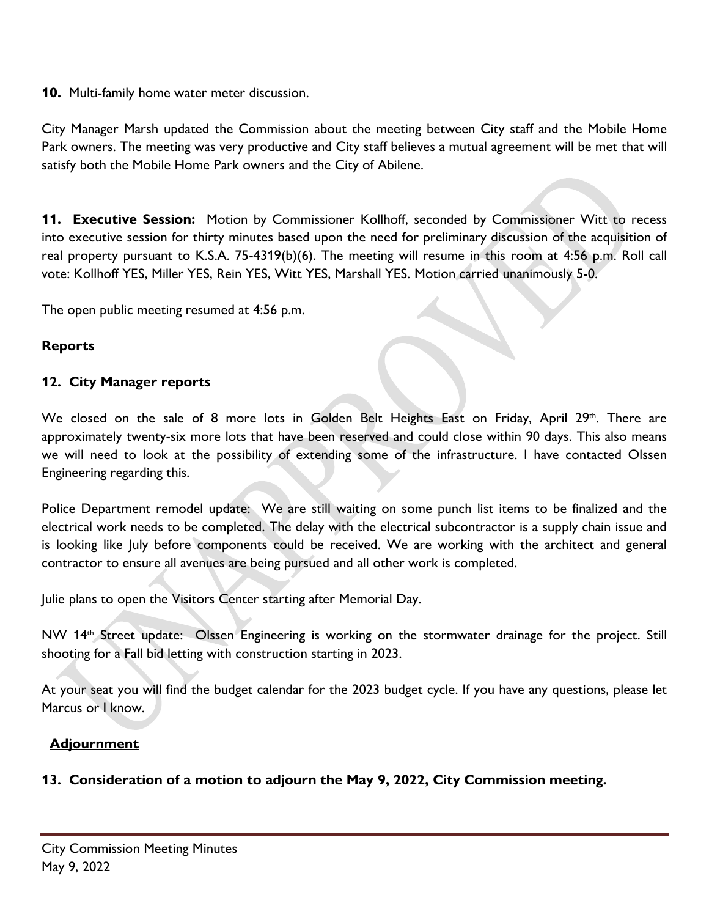**10.** Multi-family home water meter discussion.

City Manager Marsh updated the Commission about the meeting between City staff and the Mobile Home Park owners. The meeting was very productive and City staff believes a mutual agreement will be met that will satisfy both the Mobile Home Park owners and the City of Abilene.

**11. Executive Session:** Motion by Commissioner Kollhoff, seconded by Commissioner Witt to recess into executive session for thirty minutes based upon the need for preliminary discussion of the acquisition of real property pursuant to K.S.A. 75-4319(b)(6). The meeting will resume in this room at 4:56 p.m. Roll call vote: Kollhoff YES, Miller YES, Rein YES, Witt YES, Marshall YES. Motion carried unanimously 5-0.

The open public meeting resumed at 4:56 p.m.

**Reports**

**12. City Manager reports**

We closed on the sale of 8 more lots in Golden Belt Heights East on Friday, April 29th. There are approximately twenty-six more lots that have been reserved and could close within 90 days. This also means we will need to look at the possibility of extending some of the infrastructure. I have contacted Olssen Engineering regarding this.

Police Department remodel update: We are still waiting on some punch list items to be finalized and the electrical work needs to be completed. The delay with the electrical subcontractor is a supply chain issue and is looking like July before components could be received. We are working with the architect and general contractor to ensure all avenues are being pursued and all other work is completed.

Julie plans to open the Visitors Center starting after Memorial Day.

NW 14th Street update: Olssen Engineering is working on the stormwater drainage for the project. Still shooting for a Fall bid letting with construction starting in 2023.

At your seat you will find the budget calendar for the 2023 budget cycle. If you have any questions, please let Marcus or I know.

**Adjournment**

**13. Consideration of a motion to adjourn the May 9, 2022, City Commission meeting.**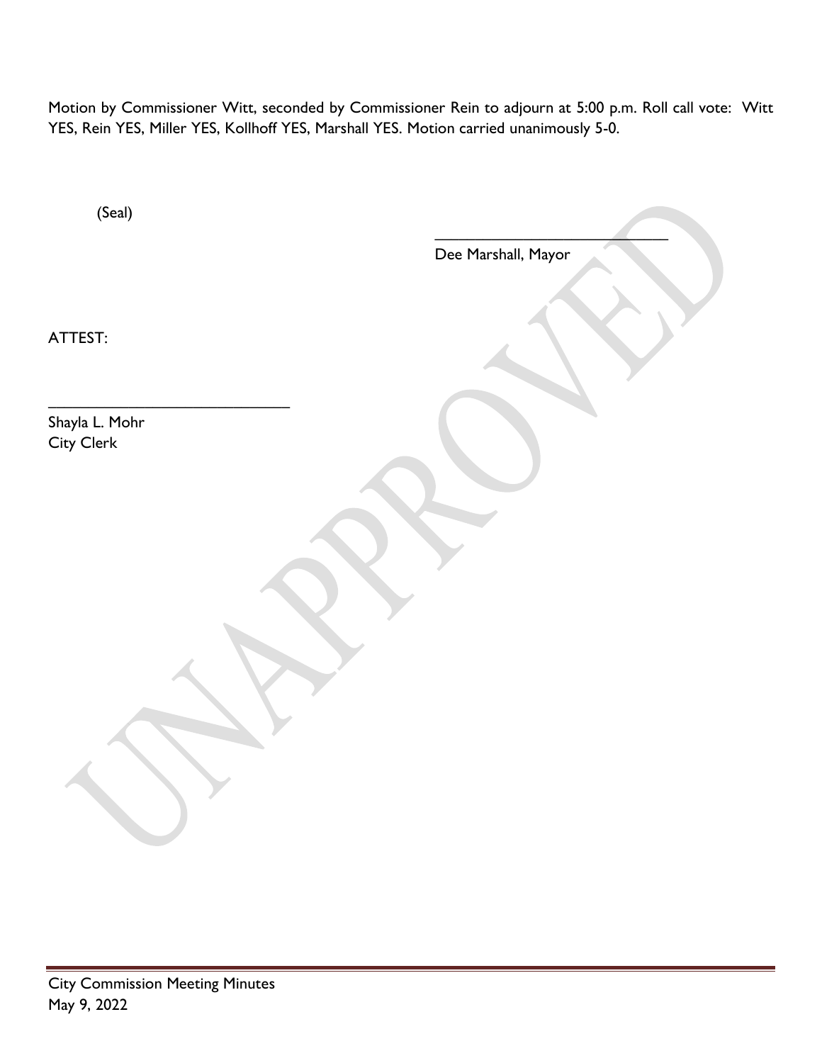Motion by Commissioner Witt, seconded by Commissioner Rein to adjourn at 5:00 p.m. Roll call vote: Witt YES, Rein YES, Miller YES, Kollhoff YES, Marshall YES. Motion carried unanimously 5-0.

(Seal)

______________________________
Dee Marshall, Mayor

ATTEST:

______________________________
Shayla L. Mohr
City Clerk

UNAPPROVED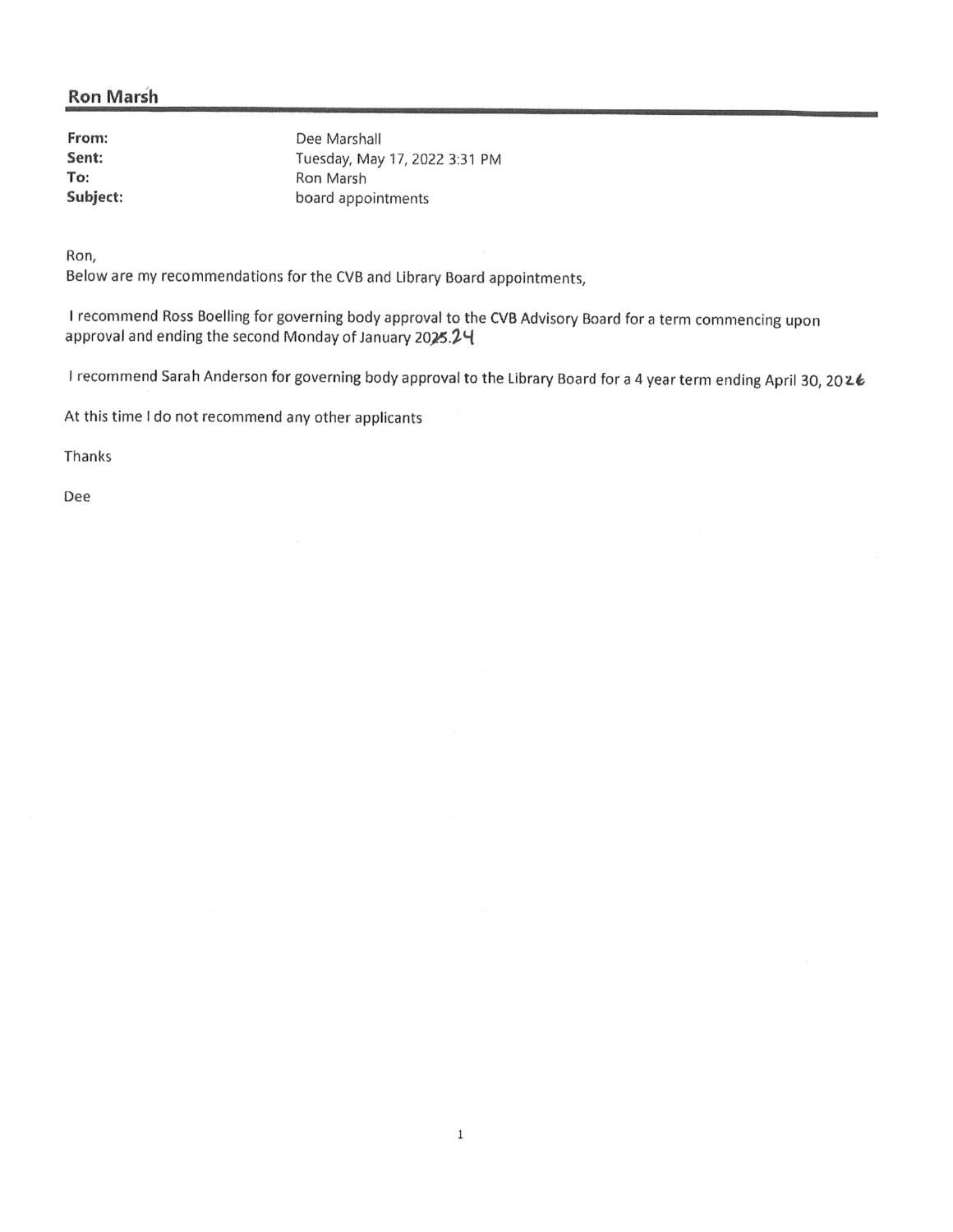## Ron Marsh

**From:** Dee Marshall
**Sent:** Tuesday, May 17, 2022 3:31 PM
**To:** Ron Marsh
**Subject:** board appointments

Ron,
Below are my recommendations for the CVB and Library Board appointments,

I recommend Ross Boelling for governing body approval to the CVB Advisory Board for a term commencing upon approval and ending the second Monday of January 20~~25~~.24

I recommend Sarah Anderson for governing body approval to the Library Board for a 4 year term ending April 30, 2026

At this time I do not recommend any other applicants

Thanks

Dee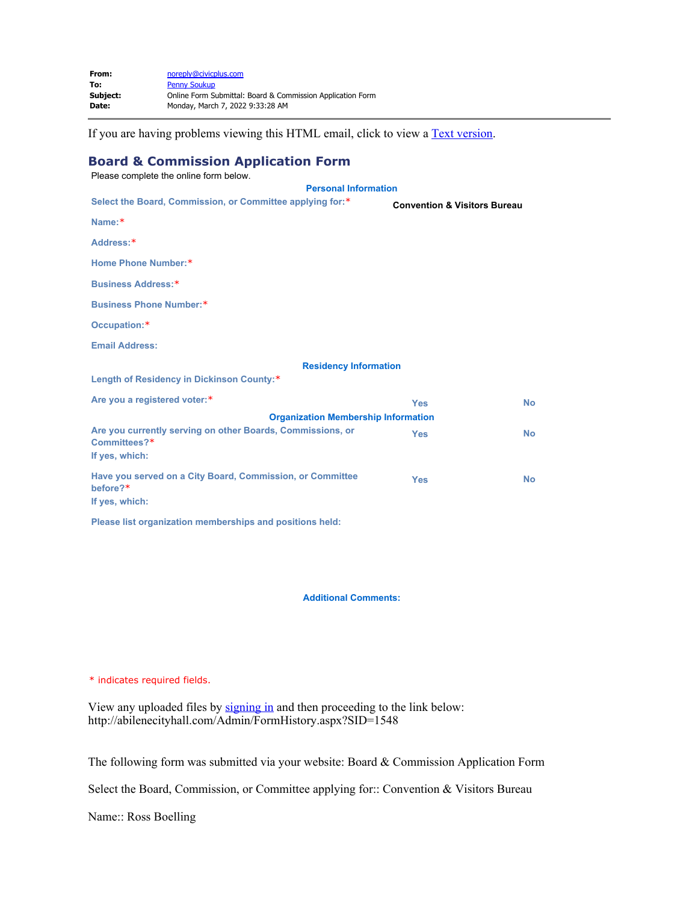| | |
|---|---|
| **From:** | noreply@civicplus.com |
| **To:** | Penny Soukup |
| **Subject:** | Online Form Submittal: Board & Commission Application Form |
| **Date:** | Monday, March 7, 2022 9:33:28 AM |

---

If you are having problems viewing this HTML email, click to view a Text version.

## Board & Commission Application Form

Please complete the online form below.

**Personal Information**

| | |
|---|---|
| **Select the Board, Commission, or Committee applying for:*** | **Convention & Visitors Bureau** |
| **Name:*** | |
| **Address:*** | |
| **Home Phone Number:*** | |
| **Business Address:*** | |
| **Business Phone Number:*** | |
| **Occupation:*** | |
| **Email Address:** | |

**Residency Information**

| | | |
|---|---|---|
| **Length of Residency in Dickinson County:*** | | |
| **Are you a registered voter:*** | **Yes** | **No** |

**Organization Membership Information**

| | | |
|---|---|---|
| **Are you currently serving on other Boards, Commissions, or Committees?*** | **Yes** | **No** |
| **If yes, which:** | | |
| **Have you served on a City Board, Commission, or Committee before?*** | **Yes** | **No** |
| **If yes, which:** | | |
| **Please list organization memberships and positions held:** | | |

**Additional Comments:**

* indicates required fields.

View any uploaded files by signing in and then proceeding to the link below:
http://abilenecityhall.com/Admin/FormHistory.aspx?SID=1548

The following form was submitted via your website: Board & Commission Application Form

Select the Board, Commission, or Committee applying for:: Convention & Visitors Bureau

Name:: Ross Boelling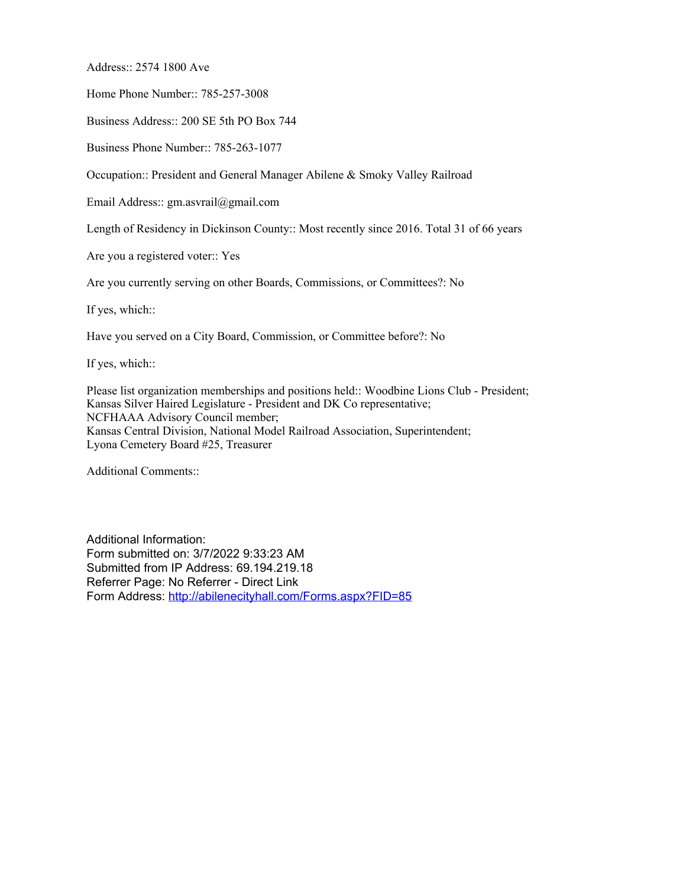Address:: 2574 1800 Ave

Home Phone Number:: 785-257-3008

Business Address:: 200 SE 5th PO Box 744

Business Phone Number:: 785-263-1077

Occupation:: President and General Manager Abilene & Smoky Valley Railroad

Email Address:: gm.asvrail@gmail.com

Length of Residency in Dickinson County:: Most recently since 2016. Total 31 of 66 years

Are you a registered voter:: Yes

Are you currently serving on other Boards, Commissions, or Committees?: No

If yes, which::

Have you served on a City Board, Commission, or Committee before?: No

If yes, which::

Please list organization memberships and positions held:: Woodbine Lions Club - President;
Kansas Silver Haired Legislature - President and DK Co representative;
NCFHAAA Advisory Council member;
Kansas Central Division, National Model Railroad Association, Superintendent;
Lyona Cemetery Board #25, Treasurer

Additional Comments::

Additional Information:
Form submitted on: 3/7/2022 9:33:23 AM
Submitted from IP Address: 69.194.219.18
Referrer Page: No Referrer - Direct Link
Form Address: http://abilenecityhall.com/Forms.aspx?FID=85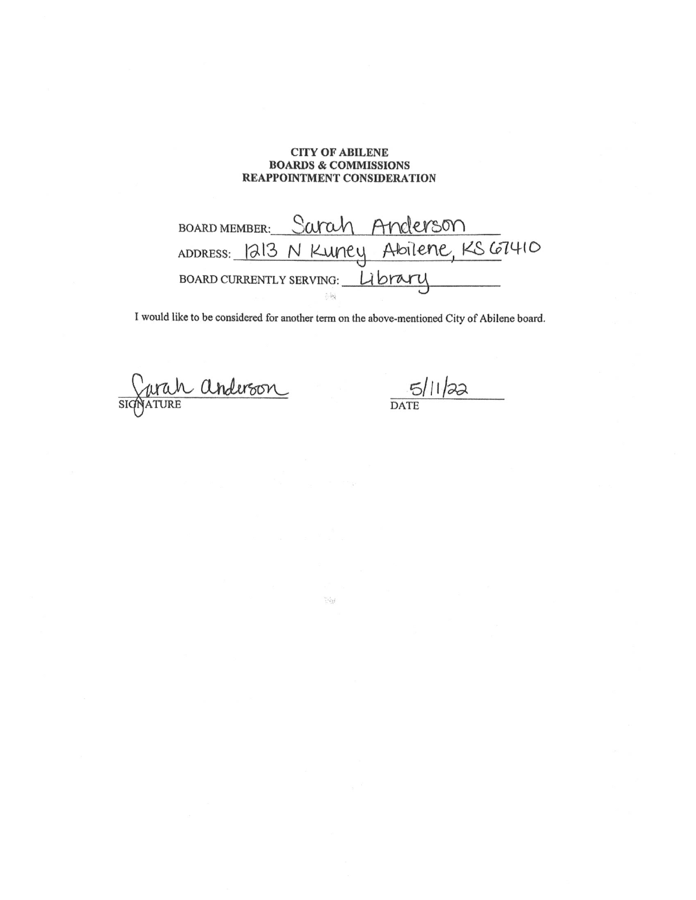**CITY OF ABILENE**
**BOARDS & COMMISSIONS**
**REAPPOINTMENT CONSIDERATION**

BOARD MEMBER: Sarah Anderson

ADDRESS: 1213 N Kuney Abilene, KS 67410

BOARD CURRENTLY SERVING: Library

I would like to be considered for another term on the above-mentioned City of Abilene board.

Sarah Anderson
SIGNATURE

5/11/22
DATE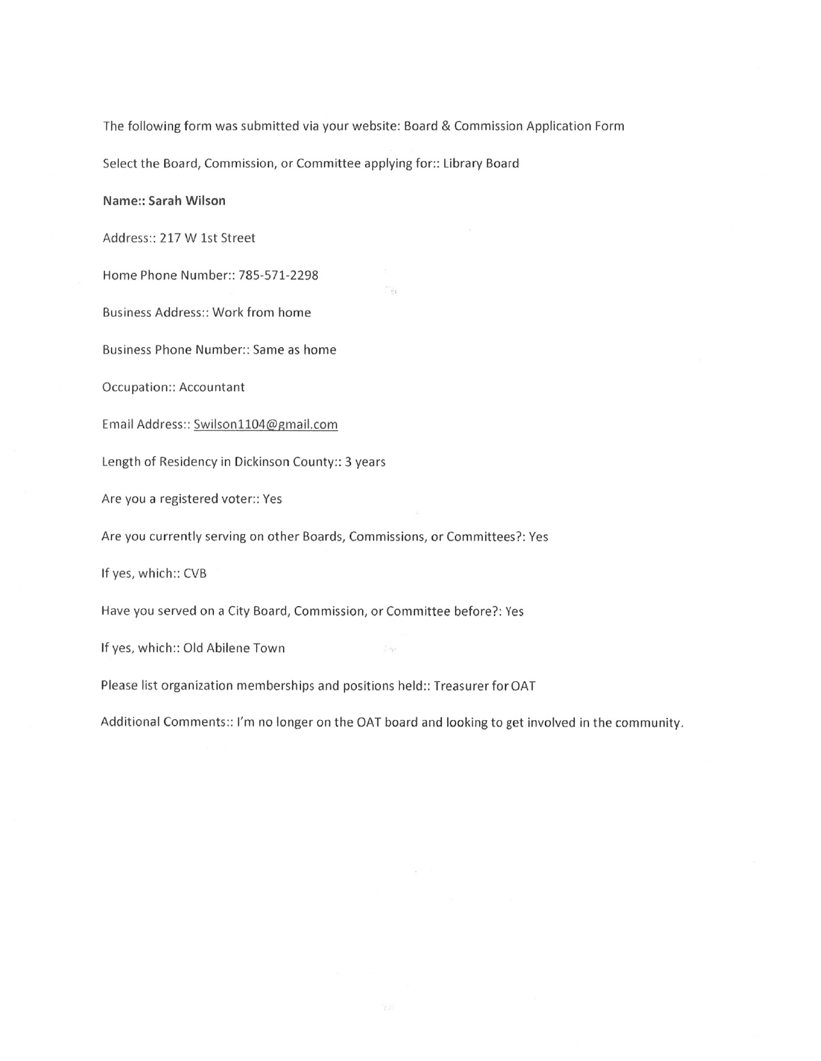The following form was submitted via your website: Board & Commission Application Form

Select the Board, Commission, or Committee applying for:: Library Board

**Name:: Sarah Wilson**

Address:: 217 W 1st Street

Home Phone Number:: 785-571-2298

Business Address:: Work from home

Business Phone Number:: Same as home

Occupation:: Accountant

Email Address:: Swilson1104@gmail.com

Length of Residency in Dickinson County:: 3 years

Are you a registered voter:: Yes

Are you currently serving on other Boards, Commissions, or Committees?: Yes

If yes, which:: CVB

Have you served on a City Board, Commission, or Committee before?: Yes

If yes, which:: Old Abilene Town

Please list organization memberships and positions held:: Treasurer for OAT

Additional Comments:: I'm no longer on the OAT board and looking to get involved in the community.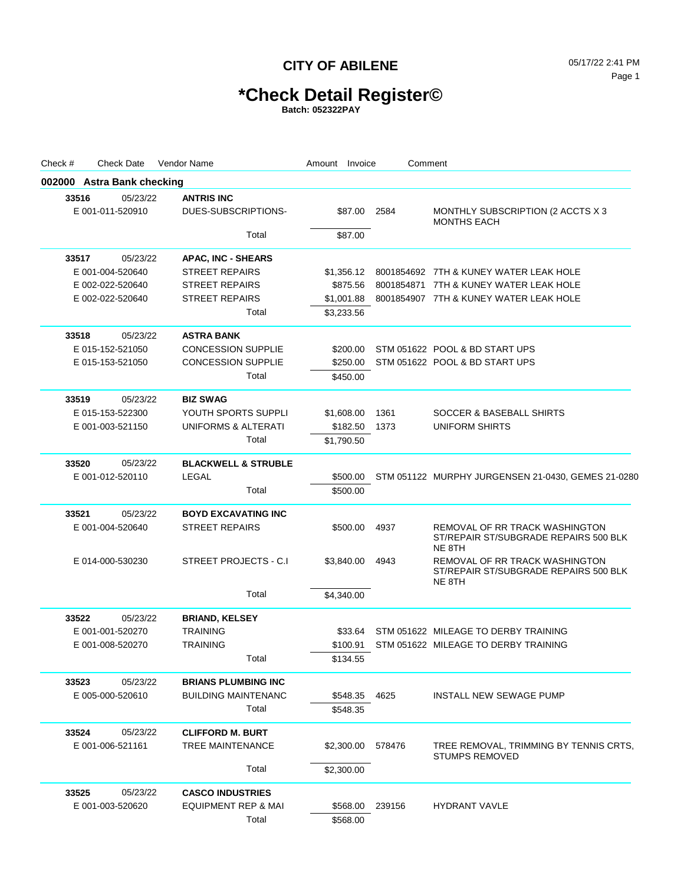# CITY OF ABILENE

05/17/22 2:41 PM

## *Check Detail Register©

**Batch: 052322PAY**

| Check # | Check Date | Vendor Name | Amount | Invoice | Comment |
|---|---|---|---|---|---|
| **002000 Astra Bank checking** | | | | | |
| **33516** | 05/23/22 | **ANTRIS INC** | | | |
| E 001-011-520910 | | DUES-SUBSCRIPTIONS- | $87.00 | 2584 | MONTHLY SUBSCRIPTION (2 ACCTS X 3 MONTHS EACH |
| | | Total | $87.00 | | |
| **33517** | 05/23/22 | **APAC, INC - SHEARS** | | | |
| E 001-004-520640 | | STREET REPAIRS | $1,356.12 | 8001854692 | 7TH & KUNEY WATER LEAK HOLE |
| E 002-022-520640 | | STREET REPAIRS | $875.56 | 8001854871 | 7TH & KUNEY WATER LEAK HOLE |
| E 002-022-520640 | | STREET REPAIRS | $1,001.88 | 8001854907 | 7TH & KUNEY WATER LEAK HOLE |
| | | Total | $3,233.56 | | |
| **33518** | 05/23/22 | **ASTRA BANK** | | | |
| E 015-152-521050 | | CONCESSION SUPPLIE | $200.00 | STM 051622 | POOL & BD START UPS |
| E 015-153-521050 | | CONCESSION SUPPLIE | $250.00 | STM 051622 | POOL & BD START UPS |
| | | Total | $450.00 | | |
| **33519** | 05/23/22 | **BIZ SWAG** | | | |
| E 015-153-522300 | | YOUTH SPORTS SUPPLI | $1,608.00 | 1361 | SOCCER & BASEBALL SHIRTS |
| E 001-003-521150 | | UNIFORMS & ALTERATI | $182.50 | 1373 | UNIFORM SHIRTS |
| | | Total | $1,790.50 | | |
| **33520** | 05/23/22 | **BLACKWELL & STRUBLE** | | | |
| E 001-012-520110 | | LEGAL | $500.00 | STM 051122 | MURPHY JURGENSEN 21-0430, GEMES 21-0280 |
| | | Total | $500.00 | | |
| **33521** | 05/23/22 | **BOYD EXCAVATING INC** | | | |
| E 001-004-520640 | | STREET REPAIRS | $500.00 | 4937 | REMOVAL OF RR TRACK WASHINGTON ST/REPAIR ST/SUBGRADE REPAIRS 500 BLK NE 8TH |
| E 014-000-530230 | | STREET PROJECTS - C.I | $3,840.00 | 4943 | REMOVAL OF RR TRACK WASHINGTON ST/REPAIR ST/SUBGRADE REPAIRS 500 BLK NE 8TH |
| | | Total | $4,340.00 | | |
| **33522** | 05/23/22 | **BRIAND, KELSEY** | | | |
| E 001-001-520270 | | TRAINING | $33.64 | STM 051622 | MILEAGE TO DERBY TRAINING |
| E 001-008-520270 | | TRAINING | $100.91 | STM 051622 | MILEAGE TO DERBY TRAINING |
| | | Total | $134.55 | | |
| **33523** | 05/23/22 | **BRIANS PLUMBING INC** | | | |
| E 005-000-520610 | | BUILDING MAINTENANC | $548.35 | 4625 | INSTALL NEW SEWAGE PUMP |
| | | Total | $548.35 | | |
| **33524** | 05/23/22 | **CLIFFORD M. BURT** | | | |
| E 001-006-521161 | | TREE MAINTENANCE | $2,300.00 | 578476 | TREE REMOVAL, TRIMMING BY TENNIS CRTS, STUMPS REMOVED |
| | | Total | $2,300.00 | | |
| **33525** | 05/23/22 | **CASCO INDUSTRIES** | | | |
| E 001-003-520620 | | EQUIPMENT REP & MAI | $568.00 | 239156 | HYDRANT VAVLE |
| | | Total | $568.00 | | |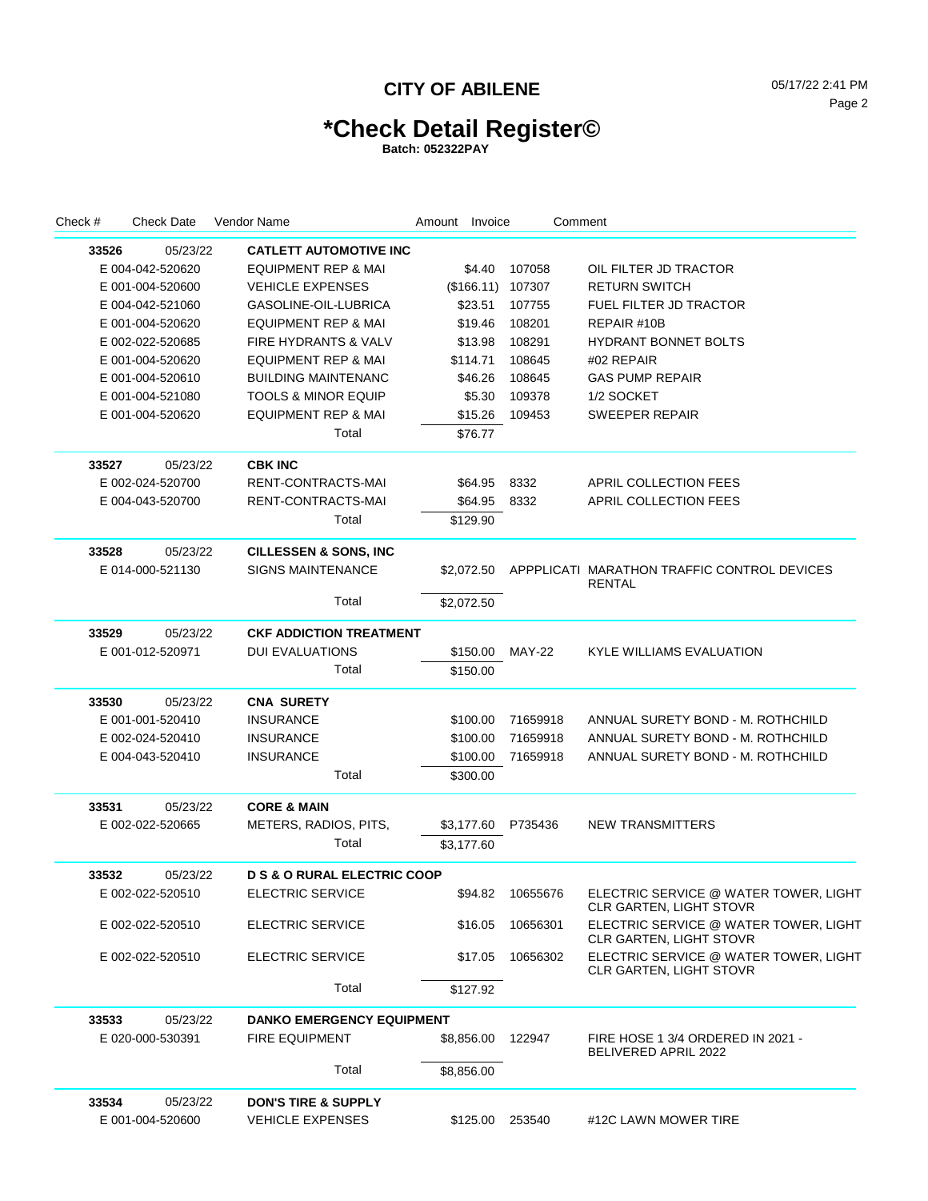# CITY OF ABILENE

# *Check Detail Register©

**Batch: 052322PAY**

05/17/22 2:41 PM

| Check # | Check Date | Vendor Name | Amount | Invoice | Comment |
|---|---|---|---|---|---|
| **33526** | 05/23/22 | **CATLETT AUTOMOTIVE INC** | | | |
| E 004-042-520620 | | EQUIPMENT REP & MAI | $4.40 | 107058 | OIL FILTER JD TRACTOR |
| E 001-004-520600 | | VEHICLE EXPENSES | ($166.11) | 107307 | RETURN SWITCH |
| E 004-042-521060 | | GASOLINE-OIL-LUBRICA | $23.51 | 107755 | FUEL FILTER JD TRACTOR |
| E 001-004-520620 | | EQUIPMENT REP & MAI | $19.46 | 108201 | REPAIR #10B |
| E 002-022-520685 | | FIRE HYDRANTS & VALV | $13.98 | 108291 | HYDRANT BONNET BOLTS |
| E 001-004-520620 | | EQUIPMENT REP & MAI | $114.71 | 108645 | #02 REPAIR |
| E 001-004-520610 | | BUILDING MAINTENANC | $46.26 | 108645 | GAS PUMP REPAIR |
| E 001-004-521080 | | TOOLS & MINOR EQUIP | $5.30 | 109378 | 1/2 SOCKET |
| E 001-004-520620 | | EQUIPMENT REP & MAI | $15.26 | 109453 | SWEEPER REPAIR |
| | | Total | $76.77 | | |
| **33527** | 05/23/22 | **CBK INC** | | | |
| E 002-024-520700 | | RENT-CONTRACTS-MAI | $64.95 | 8332 | APRIL COLLECTION FEES |
| E 004-043-520700 | | RENT-CONTRACTS-MAI | $64.95 | 8332 | APRIL COLLECTION FEES |
| | | Total | $129.90 | | |
| **33528** | 05/23/22 | **CILLESSEN & SONS, INC** | | | |
| E 014-000-521130 | | SIGNS MAINTENANCE | $2,072.50 | APPPLICATI | MARATHON TRAFFIC CONTROL DEVICES RENTAL |
| | | Total | $2,072.50 | | |
| **33529** | 05/23/22 | **CKF ADDICTION TREATMENT** | | | |
| E 001-012-520971 | | DUI EVALUATIONS | $150.00 | MAY-22 | KYLE WILLIAMS EVALUATION |
| | | Total | $150.00 | | |
| **33530** | 05/23/22 | **CNA SURETY** | | | |
| E 001-001-520410 | | INSURANCE | $100.00 | 71659918 | ANNUAL SURETY BOND - M. ROTHCHILD |
| E 002-024-520410 | | INSURANCE | $100.00 | 71659918 | ANNUAL SURETY BOND - M. ROTHCHILD |
| E 004-043-520410 | | INSURANCE | $100.00 | 71659918 | ANNUAL SURETY BOND - M. ROTHCHILD |
| | | Total | $300.00 | | |
| **33531** | 05/23/22 | **CORE & MAIN** | | | |
| E 002-022-520665 | | METERS, RADIOS, PITS, | $3,177.60 | P735436 | NEW TRANSMITTERS |
| | | Total | $3,177.60 | | |
| **33532** | 05/23/22 | **D S & O RURAL ELECTRIC COOP** | | | |
| E 002-022-520510 | | ELECTRIC SERVICE | $94.82 | 10655676 | ELECTRIC SERVICE @ WATER TOWER, LIGHT CLR GARTEN, LIGHT STOVR |
| E 002-022-520510 | | ELECTRIC SERVICE | $16.05 | 10656301 | ELECTRIC SERVICE @ WATER TOWER, LIGHT CLR GARTEN, LIGHT STOVR |
| E 002-022-520510 | | ELECTRIC SERVICE | $17.05 | 10656302 | ELECTRIC SERVICE @ WATER TOWER, LIGHT CLR GARTEN, LIGHT STOVR |
| | | Total | $127.92 | | |
| **33533** | 05/23/22 | **DANKO EMERGENCY EQUIPMENT** | | | |
| E 020-000-530391 | | FIRE EQUIPMENT | $8,856.00 | 122947 | FIRE HOSE 1 3/4 ORDERED IN 2021 - BELIVERED APRIL 2022 |
| | | Total | $8,856.00 | | |
| **33534** | 05/23/22 | **DON'S TIRE & SUPPLY** | | | |
| E 001-004-520600 | | VEHICLE EXPENSES | $125.00 | 253540 | #12C LAWN MOWER TIRE |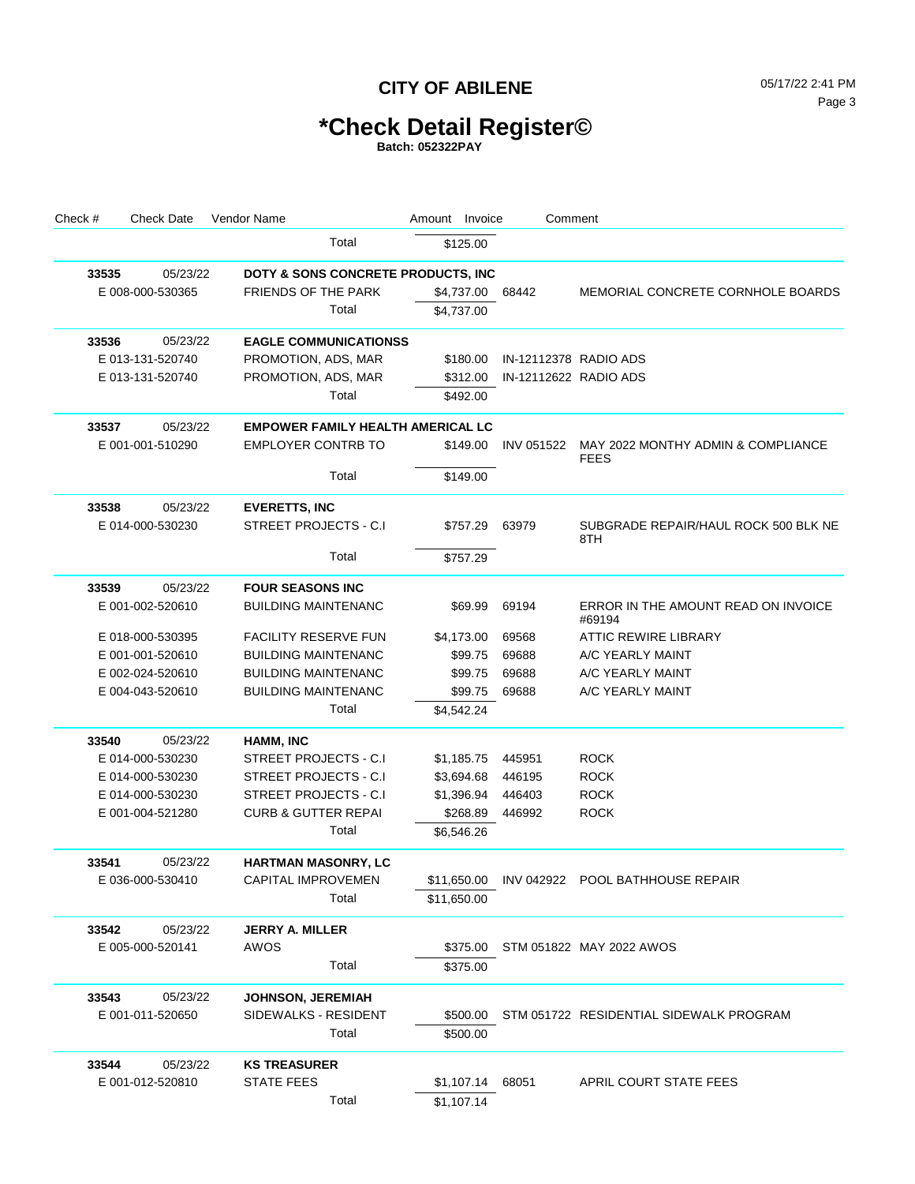# CITY OF ABILENE

05/17/22 2:41 PM

## *Check Detail Register©

**Batch: 052322PAY**

| Check # | Check Date | Vendor Name | Amount | Invoice | Comment |
|---|---|---|---|---|---|
| | | Total | $125.00 | | |
| **33535** | 05/23/22 | **DOTY & SONS CONCRETE PRODUCTS, INC** | | | |
| E 008-000-530365 | | FRIENDS OF THE PARK | $4,737.00 | 68442 | MEMORIAL CONCRETE CORNHOLE BOARDS |
| | | Total | $4,737.00 | | |
| **33536** | 05/23/22 | **EAGLE COMMUNICATIONSS** | | | |
| E 013-131-520740 | | PROMOTION, ADS, MAR | $180.00 | IN-12112378 | RADIO ADS |
| E 013-131-520740 | | PROMOTION, ADS, MAR | $312.00 | IN-12112622 | RADIO ADS |
| | | Total | $492.00 | | |
| **33537** | 05/23/22 | **EMPOWER FAMILY HEALTH AMERICAL LC** | | | |
| E 001-001-510290 | | EMPLOYER CONTRB TO | $149.00 | INV 051522 | MAY 2022 MONTHY ADMIN & COMPLIANCE FEES |
| | | Total | $149.00 | | |
| **33538** | 05/23/22 | **EVERETTS, INC** | | | |
| E 014-000-530230 | | STREET PROJECTS - C.I | $757.29 | 63979 | SUBGRADE REPAIR/HAUL ROCK 500 BLK NE 8TH |
| | | Total | $757.29 | | |
| **33539** | 05/23/22 | **FOUR SEASONS INC** | | | |
| E 001-002-520610 | | BUILDING MAINTENANC | $69.99 | 69194 | ERROR IN THE AMOUNT READ ON INVOICE #69194 |
| E 018-000-530395 | | FACILITY RESERVE FUN | $4,173.00 | 69568 | ATTIC REWIRE LIBRARY |
| E 001-001-520610 | | BUILDING MAINTENANC | $99.75 | 69688 | A/C YEARLY MAINT |
| E 002-024-520610 | | BUILDING MAINTENANC | $99.75 | 69688 | A/C YEARLY MAINT |
| E 004-043-520610 | | BUILDING MAINTENANC | $99.75 | 69688 | A/C YEARLY MAINT |
| | | Total | $4,542.24 | | |
| **33540** | 05/23/22 | **HAMM, INC** | | | |
| E 014-000-530230 | | STREET PROJECTS - C.I | $1,185.75 | 445951 | ROCK |
| E 014-000-530230 | | STREET PROJECTS - C.I | $3,694.68 | 446195 | ROCK |
| E 014-000-530230 | | STREET PROJECTS - C.I | $1,396.94 | 446403 | ROCK |
| E 001-004-521280 | | CURB & GUTTER REPAI | $268.89 | 446992 | ROCK |
| | | Total | $6,546.26 | | |
| **33541** | 05/23/22 | **HARTMAN MASONRY, LC** | | | |
| E 036-000-530410 | | CAPITAL IMPROVEMEN | $11,650.00 | INV 042922 | POOL BATHHOUSE REPAIR |
| | | Total | $11,650.00 | | |
| **33542** | 05/23/22 | **JERRY A. MILLER** | | | |
| E 005-000-520141 | | AWOS | $375.00 | STM 051822 | MAY 2022 AWOS |
| | | Total | $375.00 | | |
| **33543** | 05/23/22 | **JOHNSON, JEREMIAH** | | | |
| E 001-011-520650 | | SIDEWALKS - RESIDENT | $500.00 | STM 051722 | RESIDENTIAL SIDEWALK PROGRAM |
| | | Total | $500.00 | | |
| **33544** | 05/23/22 | **KS TREASURER** | | | |
| E 001-012-520810 | | STATE FEES | $1,107.14 | 68051 | APRIL COURT STATE FEES |
| | | Total | $1,107.14 | | |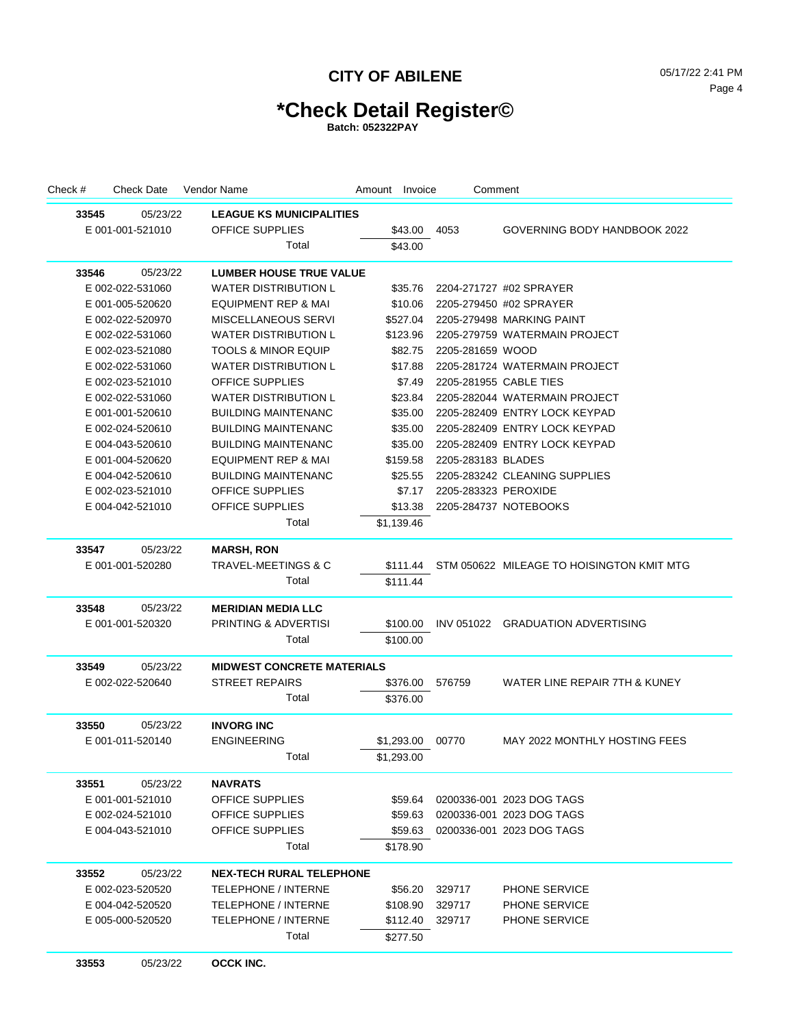# CITY OF ABILENE

05/17/22 2:41 PM

## *Check Detail Register©

**Batch: 052322PAY**

| Check # | Check Date | Vendor Name | Amount | Invoice | Comment |
|---|---|---|---|---|---|
| **33545** | 05/23/22 | **LEAGUE KS MUNICIPALITIES** | | | |
| E 001-001-521010 | | OFFICE SUPPLIES | $43.00 | 4053 | GOVERNING BODY HANDBOOK 2022 |
| | | Total | $43.00 | | |
| **33546** | 05/23/22 | **LUMBER HOUSE TRUE VALUE** | | | |
| E 002-022-531060 | | WATER DISTRIBUTION L | $35.76 | 2204-271727 | #02 SPRAYER |
| E 001-005-520620 | | EQUIPMENT REP & MAI | $10.06 | 2205-279450 | #02 SPRAYER |
| E 002-022-520970 | | MISCELLANEOUS SERVI | $527.04 | 2205-279498 | MARKING PAINT |
| E 002-022-531060 | | WATER DISTRIBUTION L | $123.96 | 2205-279759 | WATERMAIN PROJECT |
| E 002-023-521080 | | TOOLS & MINOR EQUIP | $82.75 | 2205-281659 | WOOD |
| E 002-022-531060 | | WATER DISTRIBUTION L | $17.88 | 2205-281724 | WATERMAIN PROJECT |
| E 002-023-521010 | | OFFICE SUPPLIES | $7.49 | 2205-281955 | CABLE TIES |
| E 002-022-531060 | | WATER DISTRIBUTION L | $23.84 | 2205-282044 | WATERMAIN PROJECT |
| E 001-001-520610 | | BUILDING MAINTENANC | $35.00 | 2205-282409 | ENTRY LOCK KEYPAD |
| E 002-024-520610 | | BUILDING MAINTENANC | $35.00 | 2205-282409 | ENTRY LOCK KEYPAD |
| E 004-043-520610 | | BUILDING MAINTENANC | $35.00 | 2205-282409 | ENTRY LOCK KEYPAD |
| E 001-004-520620 | | EQUIPMENT REP & MAI | $159.58 | 2205-283183 | BLADES |
| E 004-042-520610 | | BUILDING MAINTENANC | $25.55 | 2205-283242 | CLEANING SUPPLIES |
| E 002-023-521010 | | OFFICE SUPPLIES | $7.17 | 2205-283323 | PEROXIDE |
| E 004-042-521010 | | OFFICE SUPPLIES | $13.38 | 2205-284737 | NOTEBOOKS |
| | | Total | $1,139.46 | | |
| **33547** | 05/23/22 | **MARSH, RON** | | | |
| E 001-001-520280 | | TRAVEL-MEETINGS & C | $111.44 | STM 050622 | MILEAGE TO HOISINGTON KMIT MTG |
| | | Total | $111.44 | | |
| **33548** | 05/23/22 | **MERIDIAN MEDIA LLC** | | | |
| E 001-001-520320 | | PRINTING & ADVERTISI | $100.00 | INV 051022 | GRADUATION ADVERTISING |
| | | Total | $100.00 | | |
| **33549** | 05/23/22 | **MIDWEST CONCRETE MATERIALS** | | | |
| E 002-022-520640 | | STREET REPAIRS | $376.00 | 576759 | WATER LINE REPAIR 7TH & KUNEY |
| | | Total | $376.00 | | |
| **33550** | 05/23/22 | **INVORG INC** | | | |
| E 001-011-520140 | | ENGINEERING | $1,293.00 | 00770 | MAY 2022 MONTHLY HOSTING FEES |
| | | Total | $1,293.00 | | |
| **33551** | 05/23/22 | **NAVRATS** | | | |
| E 001-001-521010 | | OFFICE SUPPLIES | $59.64 | 0200336-001 | 2023 DOG TAGS |
| E 002-024-521010 | | OFFICE SUPPLIES | $59.63 | 0200336-001 | 2023 DOG TAGS |
| E 004-043-521010 | | OFFICE SUPPLIES | $59.63 | 0200336-001 | 2023 DOG TAGS |
| | | Total | $178.90 | | |
| **33552** | 05/23/22 | **NEX-TECH RURAL TELEPHONE** | | | |
| E 002-023-520520 | | TELEPHONE / INTERNE | $56.20 | 329717 | PHONE SERVICE |
| E 004-042-520520 | | TELEPHONE / INTERNE | $108.90 | 329717 | PHONE SERVICE |
| E 005-000-520520 | | TELEPHONE / INTERNE | $112.40 | 329717 | PHONE SERVICE |
| | | Total | $277.50 | | |
| **33553** | 05/23/22 | **OCCK INC.** | | | |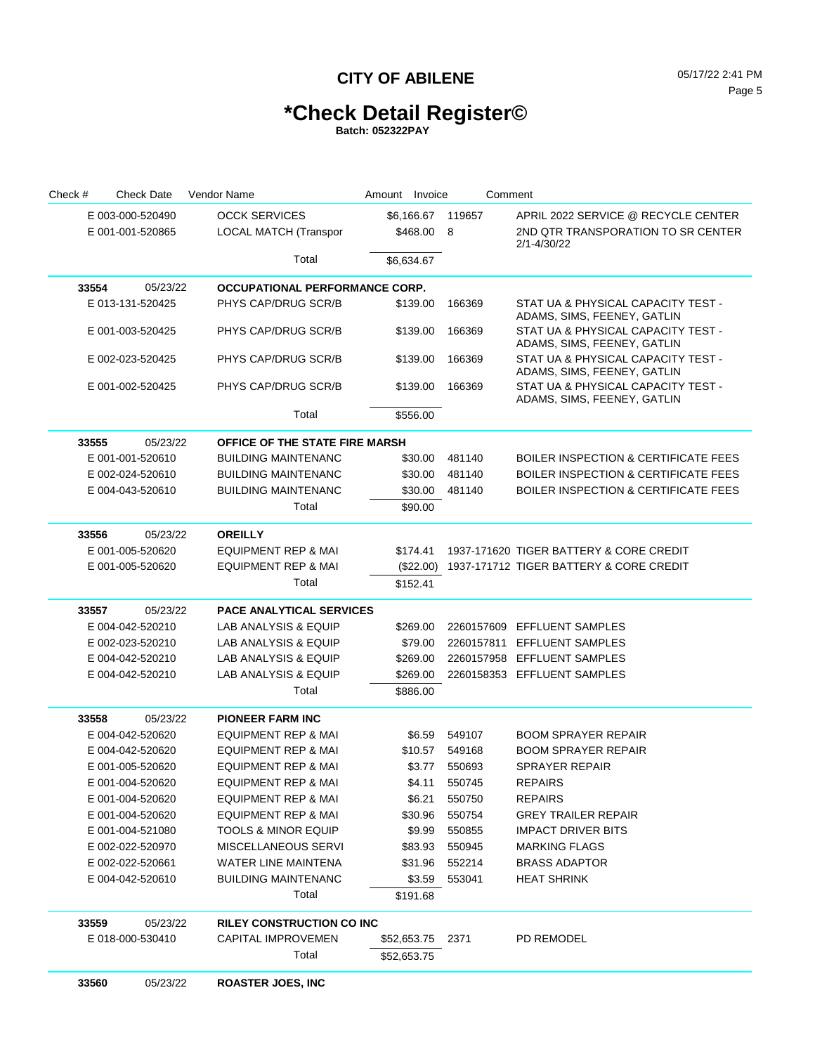# CITY OF ABILENE

05/17/22 2:41 PM

## *Check Detail Register©

**Batch: 052322PAY**

| Check # | Check Date | Vendor Name | Amount | Invoice | Comment |
|---|---|---|---|---|---|
| E 003-000-520490 | | OCCK SERVICES | $6,166.67 | 119657 | APRIL 2022 SERVICE @ RECYCLE CENTER |
| E 001-001-520865 | | LOCAL MATCH (Transpor | $468.00 | 8 | 2ND QTR TRANSPORATION TO SR CENTER 2/1-4/30/22 |
| | | Total | $6,634.67 | | |
| **33554** | 05/23/22 | **OCCUPATIONAL PERFORMANCE CORP.** | | | |
| E 013-131-520425 | | PHYS CAP/DRUG SCR/B | $139.00 | 166369 | STAT UA & PHYSICAL CAPACITY TEST - ADAMS, SIMS, FEENEY, GATLIN |
| E 001-003-520425 | | PHYS CAP/DRUG SCR/B | $139.00 | 166369 | STAT UA & PHYSICAL CAPACITY TEST - ADAMS, SIMS, FEENEY, GATLIN |
| E 002-023-520425 | | PHYS CAP/DRUG SCR/B | $139.00 | 166369 | STAT UA & PHYSICAL CAPACITY TEST - ADAMS, SIMS, FEENEY, GATLIN |
| E 001-002-520425 | | PHYS CAP/DRUG SCR/B | $139.00 | 166369 | STAT UA & PHYSICAL CAPACITY TEST - ADAMS, SIMS, FEENEY, GATLIN |
| | | Total | $556.00 | | |
| **33555** | 05/23/22 | **OFFICE OF THE STATE FIRE MARSH** | | | |
| E 001-001-520610 | | BUILDING MAINTENANC | $30.00 | 481140 | BOILER INSPECTION & CERTIFICATE FEES |
| E 002-024-520610 | | BUILDING MAINTENANC | $30.00 | 481140 | BOILER INSPECTION & CERTIFICATE FEES |
| E 004-043-520610 | | BUILDING MAINTENANC | $30.00 | 481140 | BOILER INSPECTION & CERTIFICATE FEES |
| | | Total | $90.00 | | |
| **33556** | 05/23/22 | **OREILLY** | | | |
| E 001-005-520620 | | EQUIPMENT REP & MAI | $174.41 | 1937-171620 | TIGER BATTERY & CORE CREDIT |
| E 001-005-520620 | | EQUIPMENT REP & MAI | ($22.00) | 1937-171712 | TIGER BATTERY & CORE CREDIT |
| | | Total | $152.41 | | |
| **33557** | 05/23/22 | **PACE ANALYTICAL SERVICES** | | | |
| E 004-042-520210 | | LAB ANALYSIS & EQUIP | $269.00 | 2260157609 | EFFLUENT SAMPLES |
| E 002-023-520210 | | LAB ANALYSIS & EQUIP | $79.00 | 2260157811 | EFFLUENT SAMPLES |
| E 004-042-520210 | | LAB ANALYSIS & EQUIP | $269.00 | 2260157958 | EFFLUENT SAMPLES |
| E 004-042-520210 | | LAB ANALYSIS & EQUIP | $269.00 | 2260158353 | EFFLUENT SAMPLES |
| | | Total | $886.00 | | |
| **33558** | 05/23/22 | **PIONEER FARM INC** | | | |
| E 004-042-520620 | | EQUIPMENT REP & MAI | $6.59 | 549107 | BOOM SPRAYER REPAIR |
| E 004-042-520620 | | EQUIPMENT REP & MAI | $10.57 | 549168 | BOOM SPRAYER REPAIR |
| E 001-005-520620 | | EQUIPMENT REP & MAI | $3.77 | 550693 | SPRAYER REPAIR |
| E 001-004-520620 | | EQUIPMENT REP & MAI | $4.11 | 550745 | REPAIRS |
| E 001-004-520620 | | EQUIPMENT REP & MAI | $6.21 | 550750 | REPAIRS |
| E 001-004-520620 | | EQUIPMENT REP & MAI | $30.96 | 550754 | GREY TRAILER REPAIR |
| E 001-004-521080 | | TOOLS & MINOR EQUIP | $9.99 | 550855 | IMPACT DRIVER BITS |
| E 002-022-520970 | | MISCELLANEOUS SERVI | $83.93 | 550945 | MARKING FLAGS |
| E 002-022-520661 | | WATER LINE MAINTENA | $31.96 | 552214 | BRASS ADAPTOR |
| E 004-042-520610 | | BUILDING MAINTENANC | $3.59 | 553041 | HEAT SHRINK |
| | | Total | $191.68 | | |
| **33559** | 05/23/22 | **RILEY CONSTRUCTION CO INC** | | | |
| E 018-000-530410 | | CAPITAL IMPROVEMEN | $52,653.75 | 2371 | PD REMODEL |
| | | Total | $52,653.75 | | |
| **33560** | 05/23/22 | **ROASTER JOES, INC** | | | |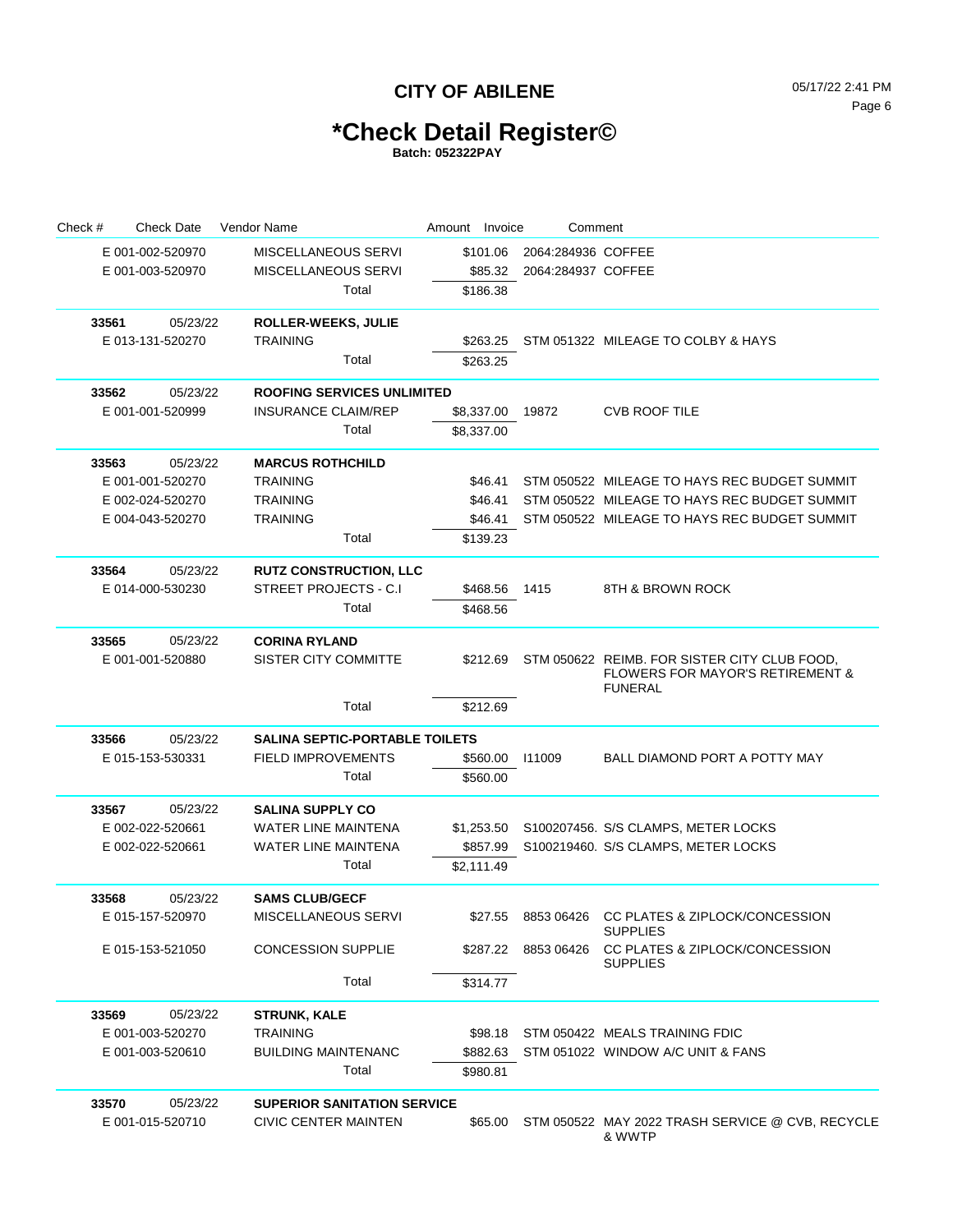# CITY OF ABILENE

05/17/22 2:41 PM

# *Check Detail Register©

**Batch: 052322PAY**

| Check # | Check Date | Vendor Name | Amount | Invoice | Comment |
|---|---|---|---|---|---|
| E 001-002-520970 | | MISCELLANEOUS SERVI | $101.06 | 2064:284936 | COFFEE |
| E 001-003-520970 | | MISCELLANEOUS SERVI | $85.32 | 2064:284937 | COFFEE |
| | | Total | $186.38 | | |
| **33561** | 05/23/22 | **ROLLER-WEEKS, JULIE** | | | |
| E 013-131-520270 | | TRAINING | $263.25 | STM 051322 | MILEAGE TO COLBY & HAYS |
| | | Total | $263.25 | | |
| **33562** | 05/23/22 | **ROOFING SERVICES UNLIMITED** | | | |
| E 001-001-520999 | | INSURANCE CLAIM/REP | $8,337.00 | 19872 | CVB ROOF TILE |
| | | Total | $8,337.00 | | |
| **33563** | 05/23/22 | **MARCUS ROTHCHILD** | | | |
| E 001-001-520270 | | TRAINING | $46.41 | STM 050522 | MILEAGE TO HAYS REC BUDGET SUMMIT |
| E 002-024-520270 | | TRAINING | $46.41 | STM 050522 | MILEAGE TO HAYS REC BUDGET SUMMIT |
| E 004-043-520270 | | TRAINING | $46.41 | STM 050522 | MILEAGE TO HAYS REC BUDGET SUMMIT |
| | | Total | $139.23 | | |
| **33564** | 05/23/22 | **RUTZ CONSTRUCTION, LLC** | | | |
| E 014-000-530230 | | STREET PROJECTS - C.I | $468.56 | 1415 | 8TH & BROWN ROCK |
| | | Total | $468.56 | | |
| **33565** | 05/23/22 | **CORINA RYLAND** | | | |
| E 001-001-520880 | | SISTER CITY COMMITTE | $212.69 | STM 050622 | REIMB. FOR SISTER CITY CLUB FOOD, FLOWERS FOR MAYOR'S RETIREMENT & FUNERAL |
| | | Total | $212.69 | | |
| **33566** | 05/23/22 | **SALINA SEPTIC-PORTABLE TOILETS** | | | |
| E 015-153-530331 | | FIELD IMPROVEMENTS | $560.00 | I11009 | BALL DIAMOND PORT A POTTY MAY |
| | | Total | $560.00 | | |
| **33567** | 05/23/22 | **SALINA SUPPLY CO** | | | |
| E 002-022-520661 | | WATER LINE MAINTENA | $1,253.50 | S100207456. | S/S CLAMPS, METER LOCKS |
| E 002-022-520661 | | WATER LINE MAINTENA | $857.99 | S100219460. | S/S CLAMPS, METER LOCKS |
| | | Total | $2,111.49 | | |
| **33568** | 05/23/22 | **SAMS CLUB/GECF** | | | |
| E 015-157-520970 | | MISCELLANEOUS SERVI | $27.55 | 8853 06426 | CC PLATES & ZIPLOCK/CONCESSION SUPPLIES |
| E 015-153-521050 | | CONCESSION SUPPLIE | $287.22 | 8853 06426 | CC PLATES & ZIPLOCK/CONCESSION SUPPLIES |
| | | Total | $314.77 | | |
| **33569** | 05/23/22 | **STRUNK, KALE** | | | |
| E 001-003-520270 | | TRAINING | $98.18 | STM 050422 | MEALS TRAINING FDIC |
| E 001-003-520610 | | BUILDING MAINTENANC | $882.63 | STM 051022 | WINDOW A/C UNIT & FANS |
| | | Total | $980.81 | | |
| **33570** | 05/23/22 | **SUPERIOR SANITATION SERVICE** | | | |
| E 001-015-520710 | | CIVIC CENTER MAINTEN | $65.00 | STM 050522 | MAY 2022 TRASH SERVICE @ CVB, RECYCLE & WWTP |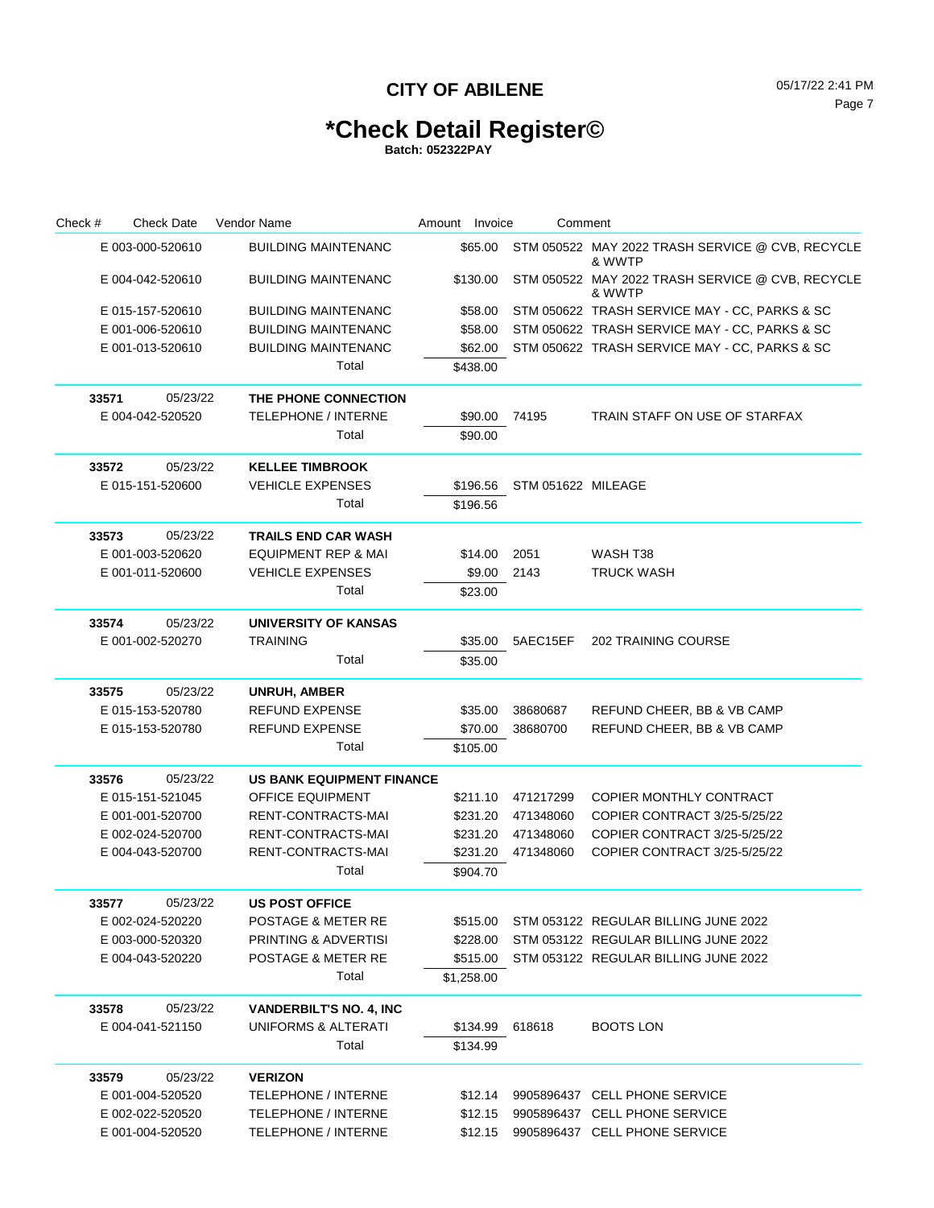# CITY OF ABILENE

## *Check Detail Register©

**Batch: 052322PAY**

| Check # | Check Date | Vendor Name | Amount | Invoice | Comment |
|---|---|---|---|---|---|
| E 003-000-520610 | | BUILDING MAINTENANC | $65.00 | STM 050522 | MAY 2022 TRASH SERVICE @ CVB, RECYCLE & WWTP |
| E 004-042-520610 | | BUILDING MAINTENANC | $130.00 | STM 050522 | MAY 2022 TRASH SERVICE @ CVB, RECYCLE & WWTP |
| E 015-157-520610 | | BUILDING MAINTENANC | $58.00 | STM 050622 | TRASH SERVICE MAY - CC, PARKS & SC |
| E 001-006-520610 | | BUILDING MAINTENANC | $58.00 | STM 050622 | TRASH SERVICE MAY - CC, PARKS & SC |
| E 001-013-520610 | | BUILDING MAINTENANC | $62.00 | STM 050622 | TRASH SERVICE MAY - CC, PARKS & SC |
| | | Total | $438.00 | | |
| **33571** | 05/23/22 | **THE PHONE CONNECTION** | | | |
| E 004-042-520520 | | TELEPHONE / INTERNE | $90.00 | 74195 | TRAIN STAFF ON USE OF STARFAX |
| | | Total | $90.00 | | |
| **33572** | 05/23/22 | **KELLEE TIMBROOK** | | | |
| E 015-151-520600 | | VEHICLE EXPENSES | $196.56 | STM 051622 | MILEAGE |
| | | Total | $196.56 | | |
| **33573** | 05/23/22 | **TRAILS END CAR WASH** | | | |
| E 001-003-520620 | | EQUIPMENT REP & MAI | $14.00 | 2051 | WASH T38 |
| E 001-011-520600 | | VEHICLE EXPENSES | $9.00 | 2143 | TRUCK WASH |
| | | Total | $23.00 | | |
| **33574** | 05/23/22 | **UNIVERSITY OF KANSAS** | | | |
| E 001-002-520270 | | TRAINING | $35.00 | 5AEC15EF | 202 TRAINING COURSE |
| | | Total | $35.00 | | |
| **33575** | 05/23/22 | **UNRUH, AMBER** | | | |
| E 015-153-520780 | | REFUND EXPENSE | $35.00 | 38680687 | REFUND CHEER, BB & VB CAMP |
| E 015-153-520780 | | REFUND EXPENSE | $70.00 | 38680700 | REFUND CHEER, BB & VB CAMP |
| | | Total | $105.00 | | |
| **33576** | 05/23/22 | **US BANK EQUIPMENT FINANCE** | | | |
| E 015-151-521045 | | OFFICE EQUIPMENT | $211.10 | 471217299 | COPIER MONTHLY CONTRACT |
| E 001-001-520700 | | RENT-CONTRACTS-MAI | $231.20 | 471348060 | COPIER CONTRACT 3/25-5/25/22 |
| E 002-024-520700 | | RENT-CONTRACTS-MAI | $231.20 | 471348060 | COPIER CONTRACT 3/25-5/25/22 |
| E 004-043-520700 | | RENT-CONTRACTS-MAI | $231.20 | 471348060 | COPIER CONTRACT 3/25-5/25/22 |
| | | Total | $904.70 | | |
| **33577** | 05/23/22 | **US POST OFFICE** | | | |
| E 002-024-520220 | | POSTAGE & METER RE | $515.00 | STM 053122 | REGULAR BILLING JUNE 2022 |
| E 003-000-520320 | | PRINTING & ADVERTISI | $228.00 | STM 053122 | REGULAR BILLING JUNE 2022 |
| E 004-043-520220 | | POSTAGE & METER RE | $515.00 | STM 053122 | REGULAR BILLING JUNE 2022 |
| | | Total | $1,258.00 | | |
| **33578** | 05/23/22 | **VANDERBILT'S NO. 4, INC** | | | |
| E 004-041-521150 | | UNIFORMS & ALTERATI | $134.99 | 618618 | BOOTS LON |
| | | Total | $134.99 | | |
| **33579** | 05/23/22 | **VERIZON** | | | |
| E 001-004-520520 | | TELEPHONE / INTERNE | $12.14 | 9905896437 | CELL PHONE SERVICE |
| E 002-022-520520 | | TELEPHONE / INTERNE | $12.15 | 9905896437 | CELL PHONE SERVICE |
| E 001-004-520520 | | TELEPHONE / INTERNE | $12.15 | 9905896437 | CELL PHONE SERVICE |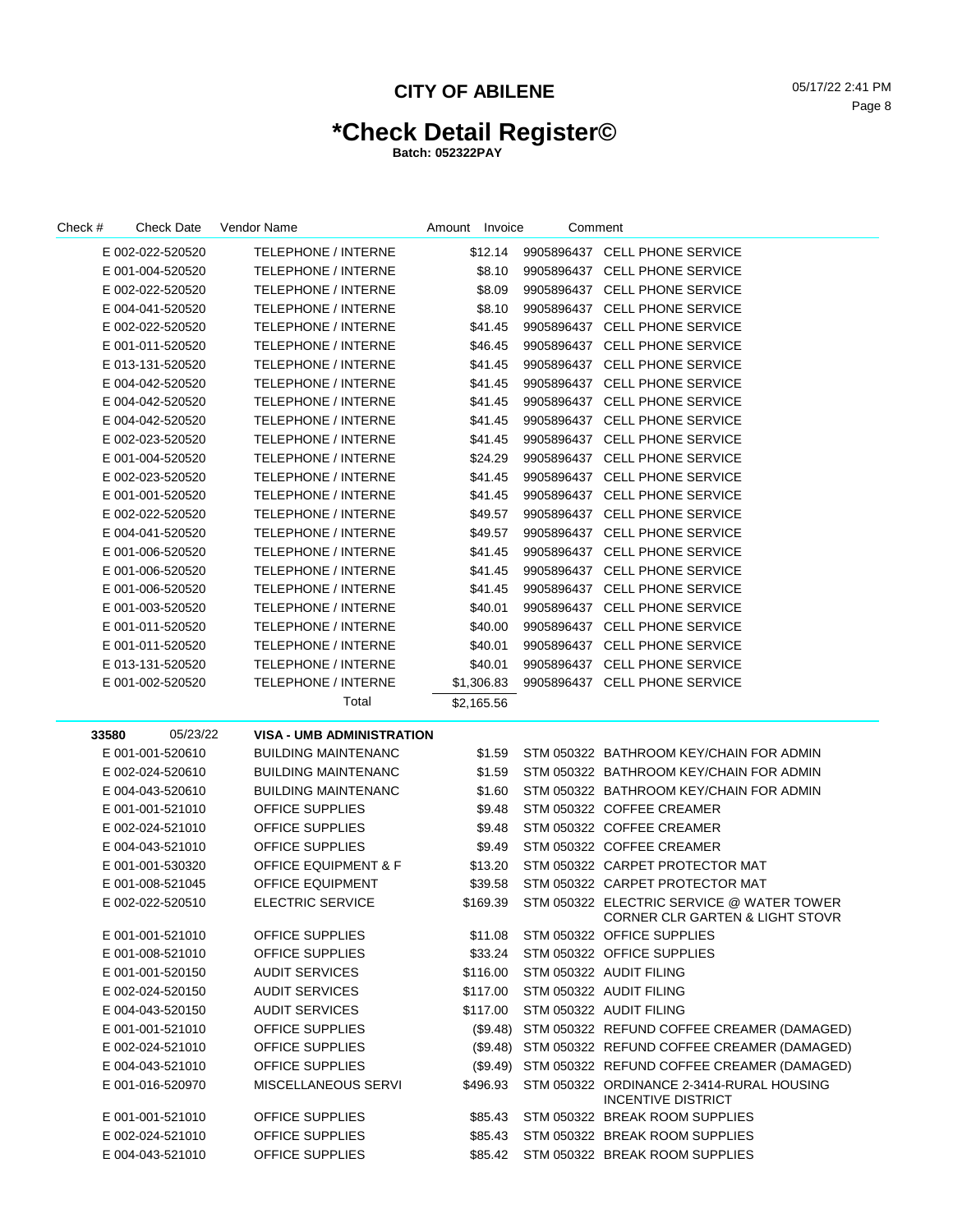# CITY OF ABILENE

# *Check Detail Register©

**Batch: 052322PAY**

| Check # | Check Date | Vendor Name | Amount | Invoice | Comment |
|---|---|---|---|---|---|
| E 002-022-520520 | | TELEPHONE / INTERNE | $12.14 | 9905896437 | CELL PHONE SERVICE |
| E 001-004-520520 | | TELEPHONE / INTERNE | $8.10 | 9905896437 | CELL PHONE SERVICE |
| E 002-022-520520 | | TELEPHONE / INTERNE | $8.09 | 9905896437 | CELL PHONE SERVICE |
| E 004-041-520520 | | TELEPHONE / INTERNE | $8.10 | 9905896437 | CELL PHONE SERVICE |
| E 002-022-520520 | | TELEPHONE / INTERNE | $41.45 | 9905896437 | CELL PHONE SERVICE |
| E 001-011-520520 | | TELEPHONE / INTERNE | $46.45 | 9905896437 | CELL PHONE SERVICE |
| E 013-131-520520 | | TELEPHONE / INTERNE | $41.45 | 9905896437 | CELL PHONE SERVICE |
| E 004-042-520520 | | TELEPHONE / INTERNE | $41.45 | 9905896437 | CELL PHONE SERVICE |
| E 004-042-520520 | | TELEPHONE / INTERNE | $41.45 | 9905896437 | CELL PHONE SERVICE |
| E 004-042-520520 | | TELEPHONE / INTERNE | $41.45 | 9905896437 | CELL PHONE SERVICE |
| E 002-023-520520 | | TELEPHONE / INTERNE | $41.45 | 9905896437 | CELL PHONE SERVICE |
| E 001-004-520520 | | TELEPHONE / INTERNE | $24.29 | 9905896437 | CELL PHONE SERVICE |
| E 002-023-520520 | | TELEPHONE / INTERNE | $41.45 | 9905896437 | CELL PHONE SERVICE |
| E 001-001-520520 | | TELEPHONE / INTERNE | $41.45 | 9905896437 | CELL PHONE SERVICE |
| E 002-022-520520 | | TELEPHONE / INTERNE | $49.57 | 9905896437 | CELL PHONE SERVICE |
| E 004-041-520520 | | TELEPHONE / INTERNE | $49.57 | 9905896437 | CELL PHONE SERVICE |
| E 001-006-520520 | | TELEPHONE / INTERNE | $41.45 | 9905896437 | CELL PHONE SERVICE |
| E 001-006-520520 | | TELEPHONE / INTERNE | $41.45 | 9905896437 | CELL PHONE SERVICE |
| E 001-006-520520 | | TELEPHONE / INTERNE | $41.45 | 9905896437 | CELL PHONE SERVICE |
| E 001-003-520520 | | TELEPHONE / INTERNE | $40.01 | 9905896437 | CELL PHONE SERVICE |
| E 001-011-520520 | | TELEPHONE / INTERNE | $40.00 | 9905896437 | CELL PHONE SERVICE |
| E 001-011-520520 | | TELEPHONE / INTERNE | $40.01 | 9905896437 | CELL PHONE SERVICE |
| E 013-131-520520 | | TELEPHONE / INTERNE | $40.01 | 9905896437 | CELL PHONE SERVICE |
| E 001-002-520520 | | TELEPHONE / INTERNE | $1,306.83 | 9905896437 | CELL PHONE SERVICE |
| | | Total | $2,165.56 | | |
| **33580** | 05/23/22 | **VISA - UMB ADMINISTRATION** | | | |
| E 001-001-520610 | | BUILDING MAINTENANC | $1.59 | STM 050322 | BATHROOM KEY/CHAIN FOR ADMIN |
| E 002-024-520610 | | BUILDING MAINTENANC | $1.59 | STM 050322 | BATHROOM KEY/CHAIN FOR ADMIN |
| E 004-043-520610 | | BUILDING MAINTENANC | $1.60 | STM 050322 | BATHROOM KEY/CHAIN FOR ADMIN |
| E 001-001-521010 | | OFFICE SUPPLIES | $9.48 | STM 050322 | COFFEE CREAMER |
| E 002-024-521010 | | OFFICE SUPPLIES | $9.48 | STM 050322 | COFFEE CREAMER |
| E 004-043-521010 | | OFFICE SUPPLIES | $9.49 | STM 050322 | COFFEE CREAMER |
| E 001-001-530320 | | OFFICE EQUIPMENT & F | $13.20 | STM 050322 | CARPET PROTECTOR MAT |
| E 001-008-521045 | | OFFICE EQUIPMENT | $39.58 | STM 050322 | CARPET PROTECTOR MAT |
| E 002-022-520510 | | ELECTRIC SERVICE | $169.39 | STM 050322 | ELECTRIC SERVICE @ WATER TOWER CORNER CLR GARTEN & LIGHT STOVR |
| E 001-001-521010 | | OFFICE SUPPLIES | $11.08 | STM 050322 | OFFICE SUPPLIES |
| E 001-008-521010 | | OFFICE SUPPLIES | $33.24 | STM 050322 | OFFICE SUPPLIES |
| E 001-001-520150 | | AUDIT SERVICES | $116.00 | STM 050322 | AUDIT FILING |
| E 002-024-520150 | | AUDIT SERVICES | $117.00 | STM 050322 | AUDIT FILING |
| E 004-043-520150 | | AUDIT SERVICES | $117.00 | STM 050322 | AUDIT FILING |
| E 001-001-521010 | | OFFICE SUPPLIES | ($9.48) | STM 050322 | REFUND COFFEE CREAMER (DAMAGED) |
| E 002-024-521010 | | OFFICE SUPPLIES | ($9.48) | STM 050322 | REFUND COFFEE CREAMER (DAMAGED) |
| E 004-043-521010 | | OFFICE SUPPLIES | ($9.49) | STM 050322 | REFUND COFFEE CREAMER (DAMAGED) |
| E 001-016-520970 | | MISCELLANEOUS SERVI | $496.93 | STM 050322 | ORDINANCE 2-3414-RURAL HOUSING INCENTIVE DISTRICT |
| E 001-001-521010 | | OFFICE SUPPLIES | $85.43 | STM 050322 | BREAK ROOM SUPPLIES |
| E 002-024-521010 | | OFFICE SUPPLIES | $85.43 | STM 050322 | BREAK ROOM SUPPLIES |
| E 004-043-521010 | | OFFICE SUPPLIES | $85.42 | STM 050322 | BREAK ROOM SUPPLIES |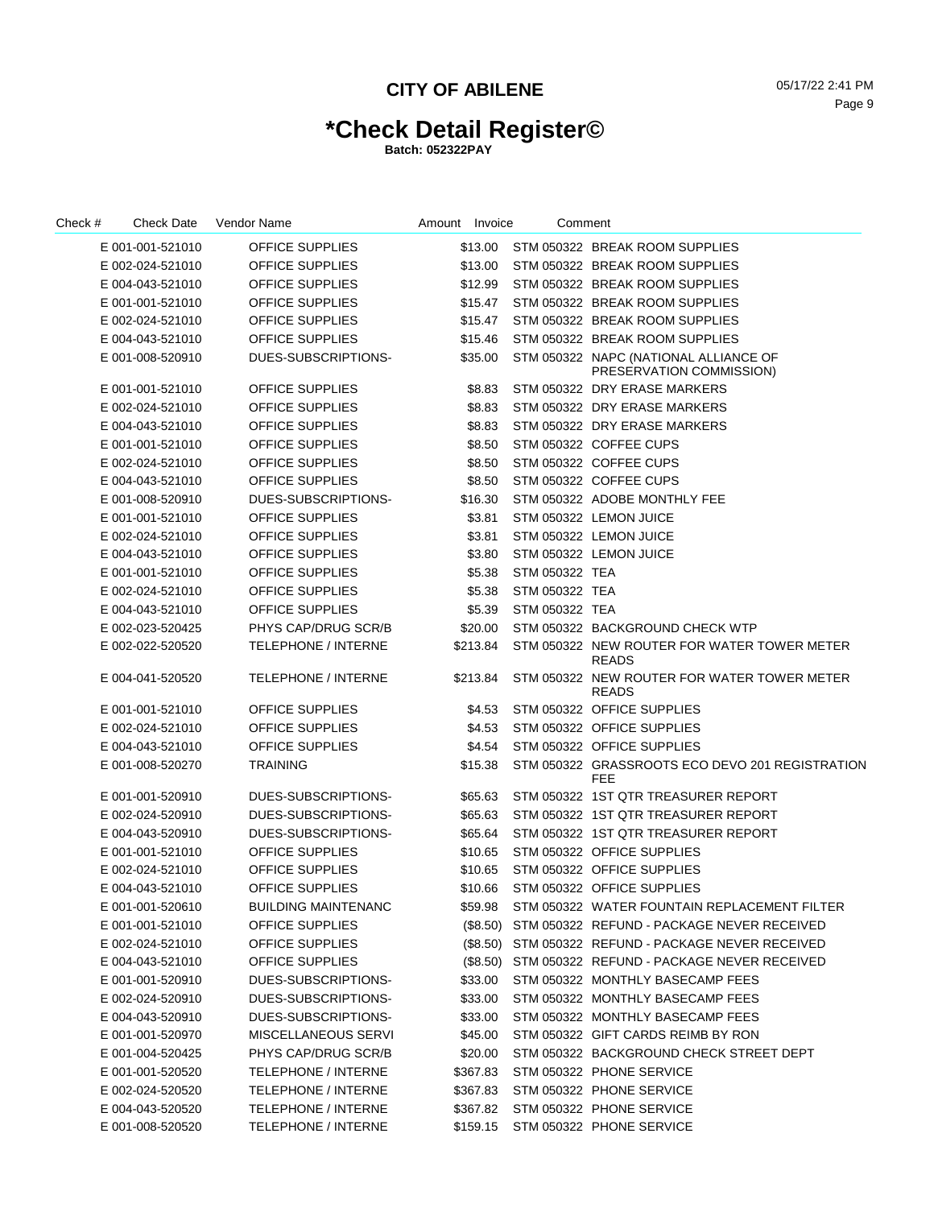# CITY OF ABILENE

# *Check Detail Register©

**Batch: 052322PAY**

| Check # | Check Date | Vendor Name | Amount | Invoice | Comment |
|---|---|---|---|---|---|
| | E 001-001-521010 | OFFICE SUPPLIES | $13.00 | STM 050322 | BREAK ROOM SUPPLIES |
| | E 002-024-521010 | OFFICE SUPPLIES | $13.00 | STM 050322 | BREAK ROOM SUPPLIES |
| | E 004-043-521010 | OFFICE SUPPLIES | $12.99 | STM 050322 | BREAK ROOM SUPPLIES |
| | E 001-001-521010 | OFFICE SUPPLIES | $15.47 | STM 050322 | BREAK ROOM SUPPLIES |
| | E 002-024-521010 | OFFICE SUPPLIES | $15.47 | STM 050322 | BREAK ROOM SUPPLIES |
| | E 004-043-521010 | OFFICE SUPPLIES | $15.46 | STM 050322 | BREAK ROOM SUPPLIES |
| | E 001-008-520910 | DUES-SUBSCRIPTIONS- | $35.00 | STM 050322 | NAPC (NATIONAL ALLIANCE OF PRESERVATION COMMISSION) |
| | E 001-001-521010 | OFFICE SUPPLIES | $8.83 | STM 050322 | DRY ERASE MARKERS |
| | E 002-024-521010 | OFFICE SUPPLIES | $8.83 | STM 050322 | DRY ERASE MARKERS |
| | E 004-043-521010 | OFFICE SUPPLIES | $8.83 | STM 050322 | DRY ERASE MARKERS |
| | E 001-001-521010 | OFFICE SUPPLIES | $8.50 | STM 050322 | COFFEE CUPS |
| | E 002-024-521010 | OFFICE SUPPLIES | $8.50 | STM 050322 | COFFEE CUPS |
| | E 004-043-521010 | OFFICE SUPPLIES | $8.50 | STM 050322 | COFFEE CUPS |
| | E 001-008-520910 | DUES-SUBSCRIPTIONS- | $16.30 | STM 050322 | ADOBE MONTHLY FEE |
| | E 001-001-521010 | OFFICE SUPPLIES | $3.81 | STM 050322 | LEMON JUICE |
| | E 002-024-521010 | OFFICE SUPPLIES | $3.81 | STM 050322 | LEMON JUICE |
| | E 004-043-521010 | OFFICE SUPPLIES | $3.80 | STM 050322 | LEMON JUICE |
| | E 001-001-521010 | OFFICE SUPPLIES | $5.38 | STM 050322 | TEA |
| | E 002-024-521010 | OFFICE SUPPLIES | $5.38 | STM 050322 | TEA |
| | E 004-043-521010 | OFFICE SUPPLIES | $5.39 | STM 050322 | TEA |
| | E 002-023-520425 | PHYS CAP/DRUG SCR/B | $20.00 | STM 050322 | BACKGROUND CHECK WTP |
| | E 002-022-520520 | TELEPHONE / INTERNE | $213.84 | STM 050322 | NEW ROUTER FOR WATER TOWER METER READS |
| | E 004-041-520520 | TELEPHONE / INTERNE | $213.84 | STM 050322 | NEW ROUTER FOR WATER TOWER METER READS |
| | E 001-001-521010 | OFFICE SUPPLIES | $4.53 | STM 050322 | OFFICE SUPPLIES |
| | E 002-024-521010 | OFFICE SUPPLIES | $4.53 | STM 050322 | OFFICE SUPPLIES |
| | E 004-043-521010 | OFFICE SUPPLIES | $4.54 | STM 050322 | OFFICE SUPPLIES |
| | E 001-008-520270 | TRAINING | $15.38 | STM 050322 | GRASSROOTS ECO DEVO 201 REGISTRATION FEE |
| | E 001-001-520910 | DUES-SUBSCRIPTIONS- | $65.63 | STM 050322 | 1ST QTR TREASURER REPORT |
| | E 002-024-520910 | DUES-SUBSCRIPTIONS- | $65.63 | STM 050322 | 1ST QTR TREASURER REPORT |
| | E 004-043-520910 | DUES-SUBSCRIPTIONS- | $65.64 | STM 050322 | 1ST QTR TREASURER REPORT |
| | E 001-001-521010 | OFFICE SUPPLIES | $10.65 | STM 050322 | OFFICE SUPPLIES |
| | E 002-024-521010 | OFFICE SUPPLIES | $10.65 | STM 050322 | OFFICE SUPPLIES |
| | E 004-043-521010 | OFFICE SUPPLIES | $10.66 | STM 050322 | OFFICE SUPPLIES |
| | E 001-001-520610 | BUILDING MAINTENANC | $59.98 | STM 050322 | WATER FOUNTAIN REPLACEMENT FILTER |
| | E 001-001-521010 | OFFICE SUPPLIES | ($8.50) | STM 050322 | REFUND - PACKAGE NEVER RECEIVED |
| | E 002-024-521010 | OFFICE SUPPLIES | ($8.50) | STM 050322 | REFUND - PACKAGE NEVER RECEIVED |
| | E 004-043-521010 | OFFICE SUPPLIES | ($8.50) | STM 050322 | REFUND - PACKAGE NEVER RECEIVED |
| | E 001-001-520910 | DUES-SUBSCRIPTIONS- | $33.00 | STM 050322 | MONTHLY BASECAMP FEES |
| | E 002-024-520910 | DUES-SUBSCRIPTIONS- | $33.00 | STM 050322 | MONTHLY BASECAMP FEES |
| | E 004-043-520910 | DUES-SUBSCRIPTIONS- | $33.00 | STM 050322 | MONTHLY BASECAMP FEES |
| | E 001-001-520970 | MISCELLANEOUS SERVI | $45.00 | STM 050322 | GIFT CARDS REIMB BY RON |
| | E 001-004-520425 | PHYS CAP/DRUG SCR/B | $20.00 | STM 050322 | BACKGROUND CHECK STREET DEPT |
| | E 001-001-520520 | TELEPHONE / INTERNE | $367.83 | STM 050322 | PHONE SERVICE |
| | E 002-024-520520 | TELEPHONE / INTERNE | $367.83 | STM 050322 | PHONE SERVICE |
| | E 004-043-520520 | TELEPHONE / INTERNE | $367.82 | STM 050322 | PHONE SERVICE |
| | E 001-008-520520 | TELEPHONE / INTERNE | $159.15 | STM 050322 | PHONE SERVICE |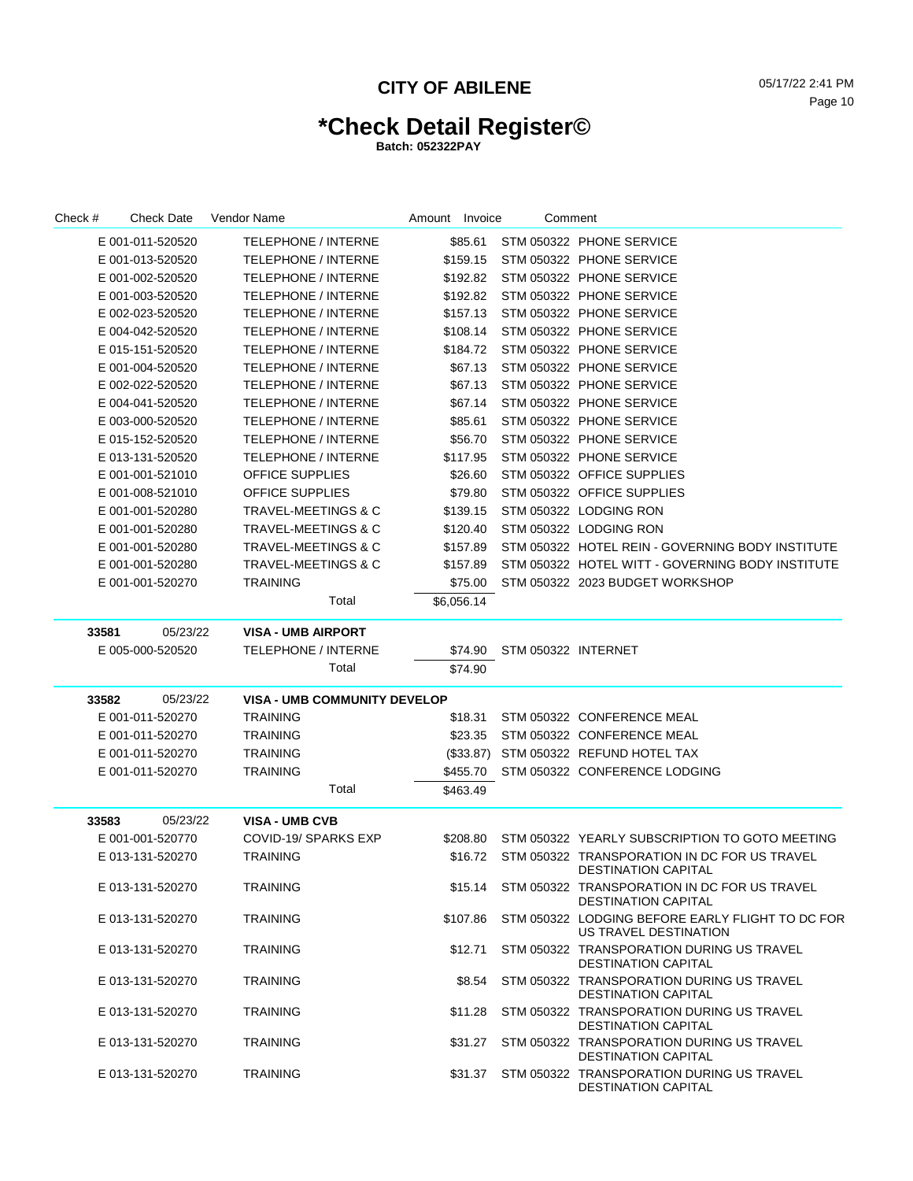# CITY OF ABILENE

## *Check Detail Register©

**Batch: 052322PAY**

| Check # | Check Date | Vendor Name | Amount | Invoice | Comment |
|---|---|---|---|---|---|
| E 001-011-520520 | | TELEPHONE / INTERNE | $85.61 | STM 050322 | PHONE SERVICE |
| E 001-013-520520 | | TELEPHONE / INTERNE | $159.15 | STM 050322 | PHONE SERVICE |
| E 001-002-520520 | | TELEPHONE / INTERNE | $192.82 | STM 050322 | PHONE SERVICE |
| E 001-003-520520 | | TELEPHONE / INTERNE | $192.82 | STM 050322 | PHONE SERVICE |
| E 002-023-520520 | | TELEPHONE / INTERNE | $157.13 | STM 050322 | PHONE SERVICE |
| E 004-042-520520 | | TELEPHONE / INTERNE | $108.14 | STM 050322 | PHONE SERVICE |
| E 015-151-520520 | | TELEPHONE / INTERNE | $184.72 | STM 050322 | PHONE SERVICE |
| E 001-004-520520 | | TELEPHONE / INTERNE | $67.13 | STM 050322 | PHONE SERVICE |
| E 002-022-520520 | | TELEPHONE / INTERNE | $67.13 | STM 050322 | PHONE SERVICE |
| E 004-041-520520 | | TELEPHONE / INTERNE | $67.14 | STM 050322 | PHONE SERVICE |
| E 003-000-520520 | | TELEPHONE / INTERNE | $85.61 | STM 050322 | PHONE SERVICE |
| E 015-152-520520 | | TELEPHONE / INTERNE | $56.70 | STM 050322 | PHONE SERVICE |
| E 013-131-520520 | | TELEPHONE / INTERNE | $117.95 | STM 050322 | PHONE SERVICE |
| E 001-001-521010 | | OFFICE SUPPLIES | $26.60 | STM 050322 | OFFICE SUPPLIES |
| E 001-008-521010 | | OFFICE SUPPLIES | $79.80 | STM 050322 | OFFICE SUPPLIES |
| E 001-001-520280 | | TRAVEL-MEETINGS & C | $139.15 | STM 050322 | LODGING RON |
| E 001-001-520280 | | TRAVEL-MEETINGS & C | $120.40 | STM 050322 | LODGING RON |
| E 001-001-520280 | | TRAVEL-MEETINGS & C | $157.89 | STM 050322 | HOTEL REIN - GOVERNING BODY INSTITUTE |
| E 001-001-520280 | | TRAVEL-MEETINGS & C | $157.89 | STM 050322 | HOTEL WITT - GOVERNING BODY INSTITUTE |
| E 001-001-520270 | | TRAINING | $75.00 | STM 050322 | 2023 BUDGET WORKSHOP |
| | | Total | $6,056.14 | | |
| **33581** | 05/23/22 | **VISA - UMB AIRPORT** | | | |
| E 005-000-520520 | | TELEPHONE / INTERNE | $74.90 | STM 050322 | INTERNET |
| | | Total | $74.90 | | |
| **33582** | 05/23/22 | **VISA - UMB COMMUNITY DEVELOP** | | | |
| E 001-011-520270 | | TRAINING | $18.31 | STM 050322 | CONFERENCE MEAL |
| E 001-011-520270 | | TRAINING | $23.35 | STM 050322 | CONFERENCE MEAL |
| E 001-011-520270 | | TRAINING | ($33.87) | STM 050322 | REFUND HOTEL TAX |
| E 001-011-520270 | | TRAINING | $455.70 | STM 050322 | CONFERENCE LODGING |
| | | Total | $463.49 | | |
| **33583** | 05/23/22 | **VISA - UMB CVB** | | | |
| E 001-001-520770 | | COVID-19/ SPARKS EXP | $208.80 | STM 050322 | YEARLY SUBSCRIPTION TO GOTO MEETING |
| E 013-131-520270 | | TRAINING | $16.72 | STM 050322 | TRANSPORATION IN DC FOR US TRAVEL DESTINATION CAPITAL |
| E 013-131-520270 | | TRAINING | $15.14 | STM 050322 | TRANSPORATION IN DC FOR US TRAVEL DESTINATION CAPITAL |
| E 013-131-520270 | | TRAINING | $107.86 | STM 050322 | LODGING BEFORE EARLY FLIGHT TO DC FOR US TRAVEL DESTINATION |
| E 013-131-520270 | | TRAINING | $12.71 | STM 050322 | TRANSPORATION DURING US TRAVEL DESTINATION CAPITAL |
| E 013-131-520270 | | TRAINING | $8.54 | STM 050322 | TRANSPORATION DURING US TRAVEL DESTINATION CAPITAL |
| E 013-131-520270 | | TRAINING | $11.28 | STM 050322 | TRANSPORATION DURING US TRAVEL DESTINATION CAPITAL |
| E 013-131-520270 | | TRAINING | $31.27 | STM 050322 | TRANSPORATION DURING US TRAVEL DESTINATION CAPITAL |
| E 013-131-520270 | | TRAINING | $31.37 | STM 050322 | TRANSPORATION DURING US TRAVEL DESTINATION CAPITAL |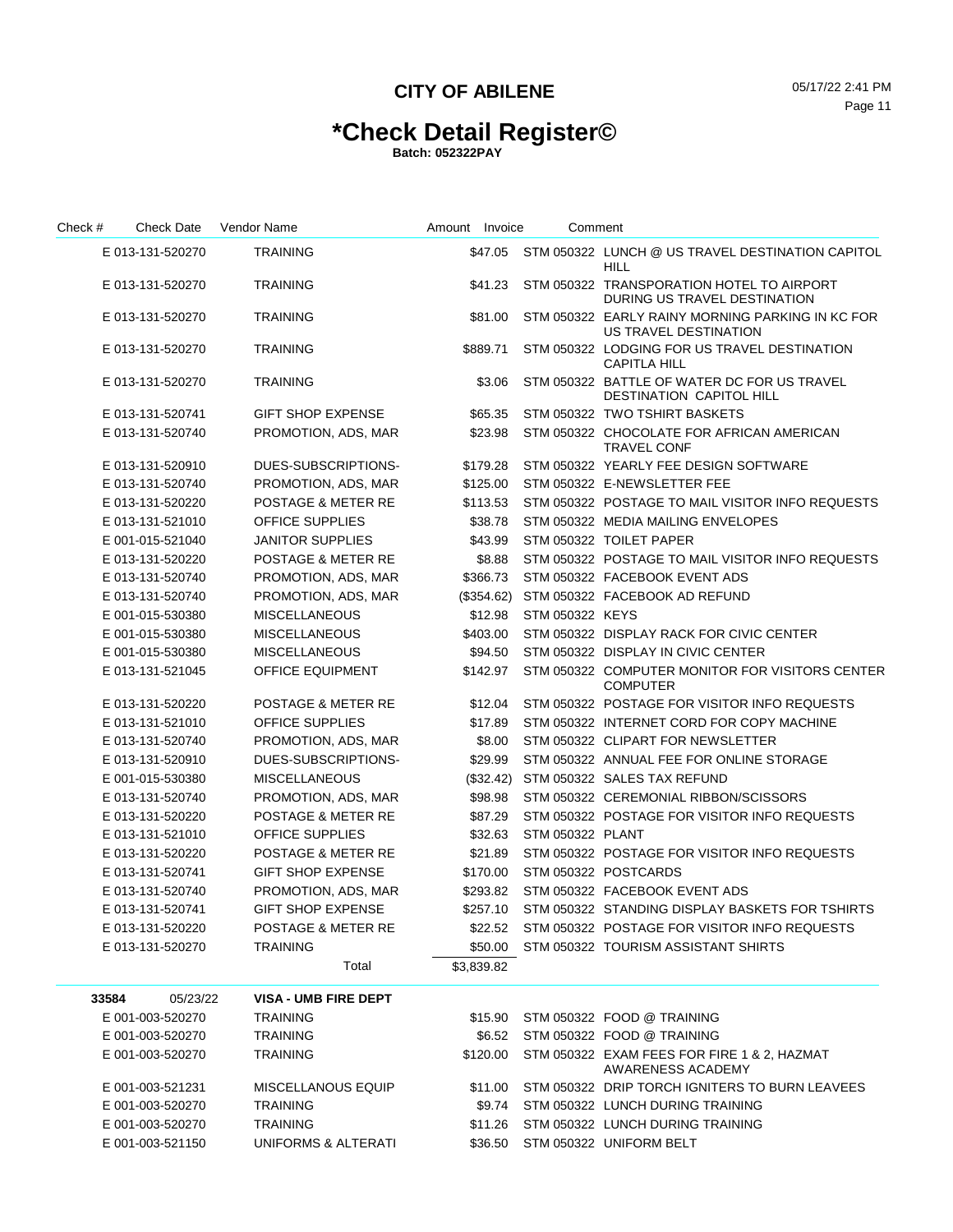# CITY OF ABILENE

05/17/22 2:41 PM

# *Check Detail Register©

**Batch: 052322PAY**

| Check # | Check Date | Vendor Name | Amount | Invoice | Comment |
|---|---|---|---|---|---|
| | E 013-131-520270 | TRAINING | $47.05 | STM 050322 | LUNCH @ US TRAVEL DESTINATION CAPITOL HILL |
| | E 013-131-520270 | TRAINING | $41.23 | STM 050322 | TRANSPORATION HOTEL TO AIRPORT DURING US TRAVEL DESTINATION |
| | E 013-131-520270 | TRAINING | $81.00 | STM 050322 | EARLY RAINY MORNING PARKING IN KC FOR US TRAVEL DESTINATION |
| | E 013-131-520270 | TRAINING | $889.71 | STM 050322 | LODGING FOR US TRAVEL DESTINATION CAPITLA HILL |
| | E 013-131-520270 | TRAINING | $3.06 | STM 050322 | BATTLE OF WATER DC FOR US TRAVEL DESTINATION CAPITOL HILL |
| | E 013-131-520741 | GIFT SHOP EXPENSE | $65.35 | STM 050322 | TWO TSHIRT BASKETS |
| | E 013-131-520740 | PROMOTION, ADS, MAR | $23.98 | STM 050322 | CHOCOLATE FOR AFRICAN AMERICAN TRAVEL CONF |
| | E 013-131-520910 | DUES-SUBSCRIPTIONS- | $179.28 | STM 050322 | YEARLY FEE DESIGN SOFTWARE |
| | E 013-131-520740 | PROMOTION, ADS, MAR | $125.00 | STM 050322 | E-NEWSLETTER FEE |
| | E 013-131-520220 | POSTAGE & METER RE | $113.53 | STM 050322 | POSTAGE TO MAIL VISITOR INFO REQUESTS |
| | E 013-131-521010 | OFFICE SUPPLIES | $38.78 | STM 050322 | MEDIA MAILING ENVELOPES |
| | E 001-015-521040 | JANITOR SUPPLIES | $43.99 | STM 050322 | TOILET PAPER |
| | E 013-131-520220 | POSTAGE & METER RE | $8.88 | STM 050322 | POSTAGE TO MAIL VISITOR INFO REQUESTS |
| | E 013-131-520740 | PROMOTION, ADS, MAR | $366.73 | STM 050322 | FACEBOOK EVENT ADS |
| | E 013-131-520740 | PROMOTION, ADS, MAR | ($354.62) | STM 050322 | FACEBOOK AD REFUND |
| | E 001-015-530380 | MISCELLANEOUS | $12.98 | STM 050322 | KEYS |
| | E 001-015-530380 | MISCELLANEOUS | $403.00 | STM 050322 | DISPLAY RACK FOR CIVIC CENTER |
| | E 001-015-530380 | MISCELLANEOUS | $94.50 | STM 050322 | DISPLAY IN CIVIC CENTER |
| | E 013-131-521045 | OFFICE EQUIPMENT | $142.97 | STM 050322 | COMPUTER MONITOR FOR VISITORS CENTER COMPUTER |
| | E 013-131-520220 | POSTAGE & METER RE | $12.04 | STM 050322 | POSTAGE FOR VISITOR INFO REQUESTS |
| | E 013-131-521010 | OFFICE SUPPLIES | $17.89 | STM 050322 | INTERNET CORD FOR COPY MACHINE |
| | E 013-131-520740 | PROMOTION, ADS, MAR | $8.00 | STM 050322 | CLIPART FOR NEWSLETTER |
| | E 013-131-520910 | DUES-SUBSCRIPTIONS- | $29.99 | STM 050322 | ANNUAL FEE FOR ONLINE STORAGE |
| | E 001-015-530380 | MISCELLANEOUS | ($32.42) | STM 050322 | SALES TAX REFUND |
| | E 013-131-520740 | PROMOTION, ADS, MAR | $98.98 | STM 050322 | CEREMONIAL RIBBON/SCISSORS |
| | E 013-131-520220 | POSTAGE & METER RE | $87.29 | STM 050322 | POSTAGE FOR VISITOR INFO REQUESTS |
| | E 013-131-521010 | OFFICE SUPPLIES | $32.63 | STM 050322 | PLANT |
| | E 013-131-520220 | POSTAGE & METER RE | $21.89 | STM 050322 | POSTAGE FOR VISITOR INFO REQUESTS |
| | E 013-131-520741 | GIFT SHOP EXPENSE | $170.00 | STM 050322 | POSTCARDS |
| | E 013-131-520740 | PROMOTION, ADS, MAR | $293.82 | STM 050322 | FACEBOOK EVENT ADS |
| | E 013-131-520741 | GIFT SHOP EXPENSE | $257.10 | STM 050322 | STANDING DISPLAY BASKETS FOR TSHIRTS |
| | E 013-131-520220 | POSTAGE & METER RE | $22.52 | STM 050322 | POSTAGE FOR VISITOR INFO REQUESTS |
| | E 013-131-520270 | TRAINING | $50.00 | STM 050322 | TOURISM ASSISTANT SHIRTS |
| | | Total | $3,839.82 | | |
| **33584** | 05/23/22 | **VISA - UMB FIRE DEPT** | | | |
| | E 001-003-520270 | TRAINING | $15.90 | STM 050322 | FOOD @ TRAINING |
| | E 001-003-520270 | TRAINING | $6.52 | STM 050322 | FOOD @ TRAINING |
| | E 001-003-520270 | TRAINING | $120.00 | STM 050322 | EXAM FEES FOR FIRE 1 & 2, HAZMAT AWARENESS ACADEMY |
| | E 001-003-521231 | MISCELLANOUS EQUIP | $11.00 | STM 050322 | DRIP TORCH IGNITERS TO BURN LEAVEES |
| | E 001-003-520270 | TRAINING | $9.74 | STM 050322 | LUNCH DURING TRAINING |
| | E 001-003-520270 | TRAINING | $11.26 | STM 050322 | LUNCH DURING TRAINING |
| | E 001-003-521150 | UNIFORMS & ALTERATI | $36.50 | STM 050322 | UNIFORM BELT |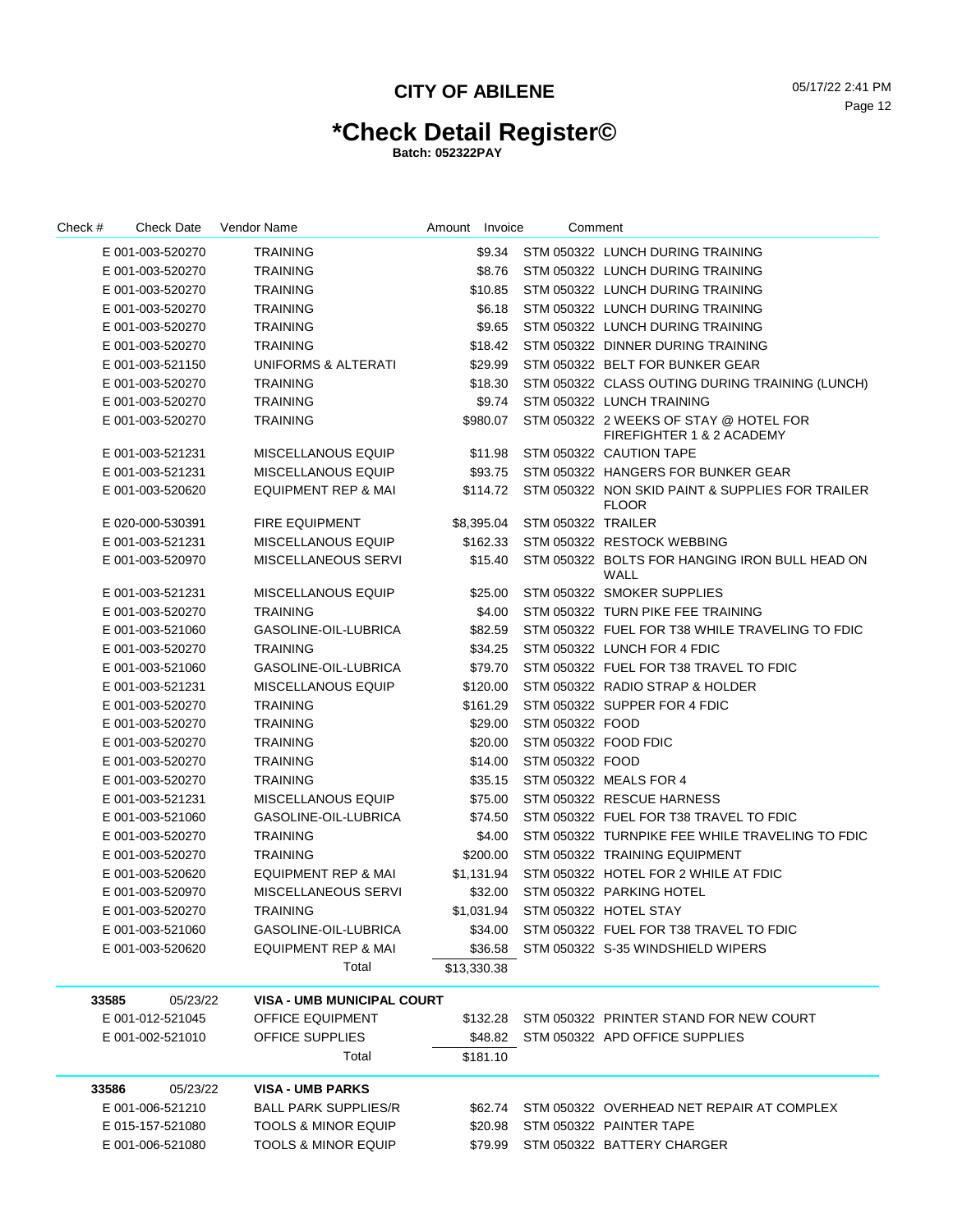# CITY OF ABILENE

## *Check Detail Register©

**Batch: 052322PAY**

| Check # | Check Date | Vendor Name | Amount | Invoice | Comment |
|---|---|---|---|---|---|
| | E 001-003-520270 | TRAINING | $9.34 | STM 050322 | LUNCH DURING TRAINING |
| | E 001-003-520270 | TRAINING | $8.76 | STM 050322 | LUNCH DURING TRAINING |
| | E 001-003-520270 | TRAINING | $10.85 | STM 050322 | LUNCH DURING TRAINING |
| | E 001-003-520270 | TRAINING | $6.18 | STM 050322 | LUNCH DURING TRAINING |
| | E 001-003-520270 | TRAINING | $9.65 | STM 050322 | LUNCH DURING TRAINING |
| | E 001-003-520270 | TRAINING | $18.42 | STM 050322 | DINNER DURING TRAINING |
| | E 001-003-521150 | UNIFORMS & ALTERATI | $29.99 | STM 050322 | BELT FOR BUNKER GEAR |
| | E 001-003-520270 | TRAINING | $18.30 | STM 050322 | CLASS OUTING DURING TRAINING (LUNCH) |
| | E 001-003-520270 | TRAINING | $9.74 | STM 050322 | LUNCH TRAINING |
| | E 001-003-520270 | TRAINING | $980.07 | STM 050322 | 2 WEEKS OF STAY @ HOTEL FOR FIREFIGHTER 1 & 2 ACADEMY |
| | E 001-003-521231 | MISCELLANOUS EQUIP | $11.98 | STM 050322 | CAUTION TAPE |
| | E 001-003-521231 | MISCELLANOUS EQUIP | $93.75 | STM 050322 | HANGERS FOR BUNKER GEAR |
| | E 001-003-520620 | EQUIPMENT REP & MAI | $114.72 | STM 050322 | NON SKID PAINT & SUPPLIES FOR TRAILER FLOOR |
| | E 020-000-530391 | FIRE EQUIPMENT | $8,395.04 | STM 050322 | TRAILER |
| | E 001-003-521231 | MISCELLANOUS EQUIP | $162.33 | STM 050322 | RESTOCK WEBBING |
| | E 001-003-520970 | MISCELLANEOUS SERVI | $15.40 | STM 050322 | BOLTS FOR HANGING IRON BULL HEAD ON WALL |
| | E 001-003-521231 | MISCELLANOUS EQUIP | $25.00 | STM 050322 | SMOKER SUPPLIES |
| | E 001-003-520270 | TRAINING | $4.00 | STM 050322 | TURN PIKE FEE TRAINING |
| | E 001-003-521060 | GASOLINE-OIL-LUBRICA | $82.59 | STM 050322 | FUEL FOR T38 WHILE TRAVELING TO FDIC |
| | E 001-003-520270 | TRAINING | $34.25 | STM 050322 | LUNCH FOR 4 FDIC |
| | E 001-003-521060 | GASOLINE-OIL-LUBRICA | $79.70 | STM 050322 | FUEL FOR T38 TRAVEL TO FDIC |
| | E 001-003-521231 | MISCELLANOUS EQUIP | $120.00 | STM 050322 | RADIO STRAP & HOLDER |
| | E 001-003-520270 | TRAINING | $161.29 | STM 050322 | SUPPER FOR 4 FDIC |
| | E 001-003-520270 | TRAINING | $29.00 | STM 050322 | FOOD |
| | E 001-003-520270 | TRAINING | $20.00 | STM 050322 | FOOD FDIC |
| | E 001-003-520270 | TRAINING | $14.00 | STM 050322 | FOOD |
| | E 001-003-520270 | TRAINING | $35.15 | STM 050322 | MEALS FOR 4 |
| | E 001-003-521231 | MISCELLANOUS EQUIP | $75.00 | STM 050322 | RESCUE HARNESS |
| | E 001-003-521060 | GASOLINE-OIL-LUBRICA | $74.50 | STM 050322 | FUEL FOR T38 TRAVEL TO FDIC |
| | E 001-003-520270 | TRAINING | $4.00 | STM 050322 | TURNPIKE FEE WHILE TRAVELING TO FDIC |
| | E 001-003-520270 | TRAINING | $200.00 | STM 050322 | TRAINING EQUIPMENT |
| | E 001-003-520620 | EQUIPMENT REP & MAI | $1,131.94 | STM 050322 | HOTEL FOR 2 WHILE AT FDIC |
| | E 001-003-520970 | MISCELLANEOUS SERVI | $32.00 | STM 050322 | PARKING HOTEL |
| | E 001-003-520270 | TRAINING | $1,031.94 | STM 050322 | HOTEL STAY |
| | E 001-003-521060 | GASOLINE-OIL-LUBRICA | $34.00 | STM 050322 | FUEL FOR T38 TRAVEL TO FDIC |
| | E 001-003-520620 | EQUIPMENT REP & MAI | $36.58 | STM 050322 | S-35 WINDSHIELD WIPERS |
| | | Total | $13,330.38 | | |
| **33585** | 05/23/22 | **VISA - UMB MUNICIPAL COURT** | | | |
| | E 001-012-521045 | OFFICE EQUIPMENT | $132.28 | STM 050322 | PRINTER STAND FOR NEW COURT |
| | E 001-002-521010 | OFFICE SUPPLIES | $48.82 | STM 050322 | APD OFFICE SUPPLIES |
| | | Total | $181.10 | | |
| **33586** | 05/23/22 | **VISA - UMB PARKS** | | | |
| | E 001-006-521210 | BALL PARK SUPPLIES/R | $62.74 | STM 050322 | OVERHEAD NET REPAIR AT COMPLEX |
| | E 015-157-521080 | TOOLS & MINOR EQUIP | $20.98 | STM 050322 | PAINTER TAPE |
| | E 001-006-521080 | TOOLS & MINOR EQUIP | $79.99 | STM 050322 | BATTERY CHARGER |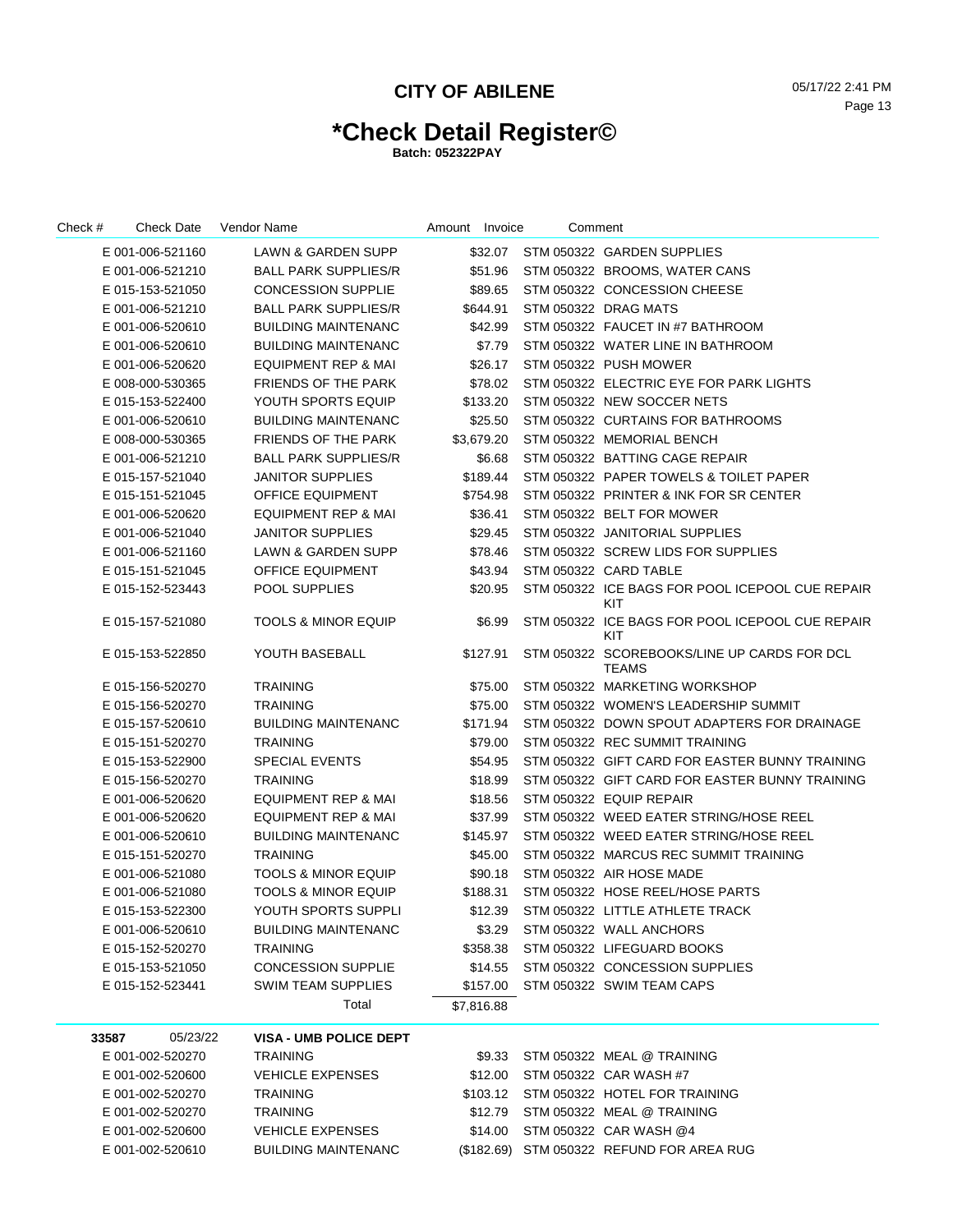# CITY OF ABILENE

05/17/22 2:41 PM

# *Check Detail Register©

**Batch: 052322PAY**

| Check # | Check Date | Vendor Name | Amount | Invoice | Comment |
|---|---|---|---|---|---|
| | E 001-006-521160 | LAWN & GARDEN SUPP | $32.07 | STM 050322 | GARDEN SUPPLIES |
| | E 001-006-521210 | BALL PARK SUPPLIES/R | $51.96 | STM 050322 | BROOMS, WATER CANS |
| | E 015-153-521050 | CONCESSION SUPPLIE | $89.65 | STM 050322 | CONCESSION CHEESE |
| | E 001-006-521210 | BALL PARK SUPPLIES/R | $644.91 | STM 050322 | DRAG MATS |
| | E 001-006-520610 | BUILDING MAINTENANC | $42.99 | STM 050322 | FAUCET IN #7 BATHROOM |
| | E 001-006-520610 | BUILDING MAINTENANC | $7.79 | STM 050322 | WATER LINE IN BATHROOM |
| | E 001-006-520620 | EQUIPMENT REP & MAI | $26.17 | STM 050322 | PUSH MOWER |
| | E 008-000-530365 | FRIENDS OF THE PARK | $78.02 | STM 050322 | ELECTRIC EYE FOR PARK LIGHTS |
| | E 015-153-522400 | YOUTH SPORTS EQUIP | $133.20 | STM 050322 | NEW SOCCER NETS |
| | E 001-006-520610 | BUILDING MAINTENANC | $25.50 | STM 050322 | CURTAINS FOR BATHROOMS |
| | E 008-000-530365 | FRIENDS OF THE PARK | $3,679.20 | STM 050322 | MEMORIAL BENCH |
| | E 001-006-521210 | BALL PARK SUPPLIES/R | $6.68 | STM 050322 | BATTING CAGE REPAIR |
| | E 015-157-521040 | JANITOR SUPPLIES | $189.44 | STM 050322 | PAPER TOWELS & TOILET PAPER |
| | E 015-151-521045 | OFFICE EQUIPMENT | $754.98 | STM 050322 | PRINTER & INK FOR SR CENTER |
| | E 001-006-520620 | EQUIPMENT REP & MAI | $36.41 | STM 050322 | BELT FOR MOWER |
| | E 001-006-521040 | JANITOR SUPPLIES | $29.45 | STM 050322 | JANITORIAL SUPPLIES |
| | E 001-006-521160 | LAWN & GARDEN SUPP | $78.46 | STM 050322 | SCREW LIDS FOR SUPPLIES |
| | E 015-151-521045 | OFFICE EQUIPMENT | $43.94 | STM 050322 | CARD TABLE |
| | E 015-152-523443 | POOL SUPPLIES | $20.95 | STM 050322 | ICE BAGS FOR POOL ICEPOOL CUE REPAIR KIT |
| | E 015-157-521080 | TOOLS & MINOR EQUIP | $6.99 | STM 050322 | ICE BAGS FOR POOL ICEPOOL CUE REPAIR KIT |
| | E 015-153-522850 | YOUTH BASEBALL | $127.91 | STM 050322 | SCOREBOOKS/LINE UP CARDS FOR DCL TEAMS |
| | E 015-156-520270 | TRAINING | $75.00 | STM 050322 | MARKETING WORKSHOP |
| | E 015-156-520270 | TRAINING | $75.00 | STM 050322 | WOMEN'S LEADERSHIP SUMMIT |
| | E 015-157-520610 | BUILDING MAINTENANC | $171.94 | STM 050322 | DOWN SPOUT ADAPTERS FOR DRAINAGE |
| | E 015-151-520270 | TRAINING | $79.00 | STM 050322 | REC SUMMIT TRAINING |
| | E 015-153-522900 | SPECIAL EVENTS | $54.95 | STM 050322 | GIFT CARD FOR EASTER BUNNY TRAINING |
| | E 015-156-520270 | TRAINING | $18.99 | STM 050322 | GIFT CARD FOR EASTER BUNNY TRAINING |
| | E 001-006-520620 | EQUIPMENT REP & MAI | $18.56 | STM 050322 | EQUIP REPAIR |
| | E 001-006-520620 | EQUIPMENT REP & MAI | $37.99 | STM 050322 | WEED EATER STRING/HOSE REEL |
| | E 001-006-520610 | BUILDING MAINTENANC | $145.97 | STM 050322 | WEED EATER STRING/HOSE REEL |
| | E 015-151-520270 | TRAINING | $45.00 | STM 050322 | MARCUS REC SUMMIT TRAINING |
| | E 001-006-521080 | TOOLS & MINOR EQUIP | $90.18 | STM 050322 | AIR HOSE MADE |
| | E 001-006-521080 | TOOLS & MINOR EQUIP | $188.31 | STM 050322 | HOSE REEL/HOSE PARTS |
| | E 015-153-522300 | YOUTH SPORTS SUPPLI | $12.39 | STM 050322 | LITTLE ATHLETE TRACK |
| | E 001-006-520610 | BUILDING MAINTENANC | $3.29 | STM 050322 | WALL ANCHORS |
| | E 015-152-520270 | TRAINING | $358.38 | STM 050322 | LIFEGUARD BOOKS |
| | E 015-153-521050 | CONCESSION SUPPLIE | $14.55 | STM 050322 | CONCESSION SUPPLIES |
| | E 015-152-523441 | SWIM TEAM SUPPLIES | $157.00 | STM 050322 | SWIM TEAM CAPS |
| | | Total | $7,816.88 | | |
| **33587** | 05/23/22 | **VISA - UMB POLICE DEPT** | | | |
| | E 001-002-520270 | TRAINING | $9.33 | STM 050322 | MEAL @ TRAINING |
| | E 001-002-520600 | VEHICLE EXPENSES | $12.00 | STM 050322 | CAR WASH #7 |
| | E 001-002-520270 | TRAINING | $103.12 | STM 050322 | HOTEL FOR TRAINING |
| | E 001-002-520270 | TRAINING | $12.79 | STM 050322 | MEAL @ TRAINING |
| | E 001-002-520600 | VEHICLE EXPENSES | $14.00 | STM 050322 | CAR WASH @4 |
| | E 001-002-520610 | BUILDING MAINTENANC | ($182.69) | STM 050322 | REFUND FOR AREA RUG |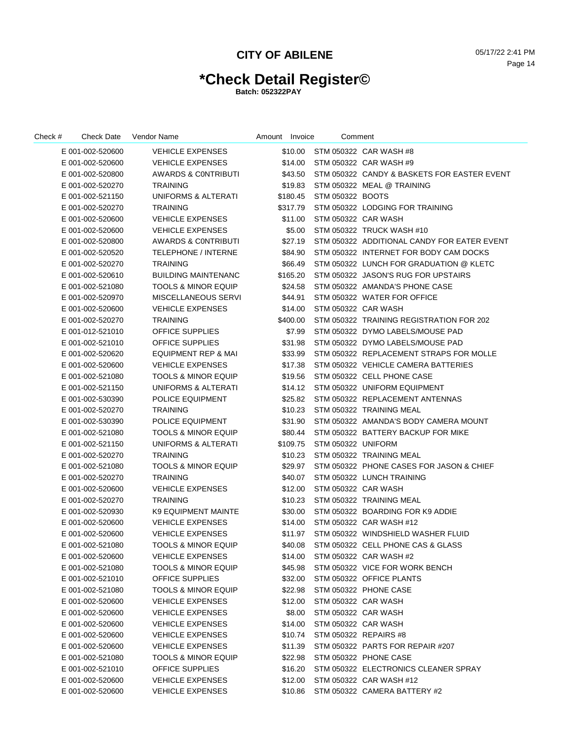# CITY OF ABILENE

# *Check Detail Register©

**Batch: 052322PAY**

| Check # | Check Date | Vendor Name | Amount | Invoice | Comment |
|---|---|---|---|---|---|
| | E 001-002-520600 | VEHICLE EXPENSES | $10.00 | STM 050322 | CAR WASH #8 |
| | E 001-002-520600 | VEHICLE EXPENSES | $14.00 | STM 050322 | CAR WASH #9 |
| | E 001-002-520800 | AWARDS & C0NTRIBUTI | $43.50 | STM 050322 | CANDY & BASKETS FOR EASTER EVENT |
| | E 001-002-520270 | TRAINING | $19.83 | STM 050322 | MEAL @ TRAINING |
| | E 001-002-521150 | UNIFORMS & ALTERATI | $180.45 | STM 050322 | BOOTS |
| | E 001-002-520270 | TRAINING | $317.79 | STM 050322 | LODGING FOR TRAINING |
| | E 001-002-520600 | VEHICLE EXPENSES | $11.00 | STM 050322 | CAR WASH |
| | E 001-002-520600 | VEHICLE EXPENSES | $5.00 | STM 050322 | TRUCK WASH #10 |
| | E 001-002-520800 | AWARDS & C0NTRIBUTI | $27.19 | STM 050322 | ADDITIONAL CANDY FOR EATER EVENT |
| | E 001-002-520520 | TELEPHONE / INTERNE | $84.90 | STM 050322 | INTERNET FOR BODY CAM DOCKS |
| | E 001-002-520270 | TRAINING | $66.49 | STM 050322 | LUNCH FOR GRADUATION @ KLETC |
| | E 001-002-520610 | BUILDING MAINTENANC | $165.20 | STM 050322 | JASON'S RUG FOR UPSTAIRS |
| | E 001-002-521080 | TOOLS & MINOR EQUIP | $24.58 | STM 050322 | AMANDA'S PHONE CASE |
| | E 001-002-520970 | MISCELLANEOUS SERVI | $44.91 | STM 050322 | WATER FOR OFFICE |
| | E 001-002-520600 | VEHICLE EXPENSES | $14.00 | STM 050322 | CAR WASH |
| | E 001-002-520270 | TRAINING | $400.00 | STM 050322 | TRAINING REGISTRATION FOR 202 |
| | E 001-012-521010 | OFFICE SUPPLIES | $7.99 | STM 050322 | DYMO LABELS/MOUSE PAD |
| | E 001-002-521010 | OFFICE SUPPLIES | $31.98 | STM 050322 | DYMO LABELS/MOUSE PAD |
| | E 001-002-520620 | EQUIPMENT REP & MAI | $33.99 | STM 050322 | REPLACEMENT STRAPS FOR MOLLE |
| | E 001-002-520600 | VEHICLE EXPENSES | $17.38 | STM 050322 | VEHICLE CAMERA BATTERIES |
| | E 001-002-521080 | TOOLS & MINOR EQUIP | $19.56 | STM 050322 | CELL PHONE CASE |
| | E 001-002-521150 | UNIFORMS & ALTERATI | $14.12 | STM 050322 | UNIFORM EQUIPMENT |
| | E 001-002-530390 | POLICE EQUIPMENT | $25.82 | STM 050322 | REPLACEMENT ANTENNAS |
| | E 001-002-520270 | TRAINING | $10.23 | STM 050322 | TRAINING MEAL |
| | E 001-002-530390 | POLICE EQUIPMENT | $31.90 | STM 050322 | AMANDA'S BODY CAMERA MOUNT |
| | E 001-002-521080 | TOOLS & MINOR EQUIP | $80.44 | STM 050322 | BATTERY BACKUP FOR MIKE |
| | E 001-002-521150 | UNIFORMS & ALTERATI | $109.75 | STM 050322 | UNIFORM |
| | E 001-002-520270 | TRAINING | $10.23 | STM 050322 | TRAINING MEAL |
| | E 001-002-521080 | TOOLS & MINOR EQUIP | $29.97 | STM 050322 | PHONE CASES FOR JASON & CHIEF |
| | E 001-002-520270 | TRAINING | $40.07 | STM 050322 | LUNCH TRAINING |
| | E 001-002-520600 | VEHICLE EXPENSES | $12.00 | STM 050322 | CAR WASH |
| | E 001-002-520270 | TRAINING | $10.23 | STM 050322 | TRAINING MEAL |
| | E 001-002-520930 | K9 EQUIPMENT MAINTE | $30.00 | STM 050322 | BOARDING FOR K9 ADDIE |
| | E 001-002-520600 | VEHICLE EXPENSES | $14.00 | STM 050322 | CAR WASH #12 |
| | E 001-002-520600 | VEHICLE EXPENSES | $11.97 | STM 050322 | WINDSHIELD WASHER FLUID |
| | E 001-002-521080 | TOOLS & MINOR EQUIP | $40.08 | STM 050322 | CELL PHONE CAS & GLASS |
| | E 001-002-520600 | VEHICLE EXPENSES | $14.00 | STM 050322 | CAR WASH #2 |
| | E 001-002-521080 | TOOLS & MINOR EQUIP | $45.98 | STM 050322 | VICE FOR WORK BENCH |
| | E 001-002-521010 | OFFICE SUPPLIES | $32.00 | STM 050322 | OFFICE PLANTS |
| | E 001-002-521080 | TOOLS & MINOR EQUIP | $22.98 | STM 050322 | PHONE CASE |
| | E 001-002-520600 | VEHICLE EXPENSES | $12.00 | STM 050322 | CAR WASH |
| | E 001-002-520600 | VEHICLE EXPENSES | $8.00 | STM 050322 | CAR WASH |
| | E 001-002-520600 | VEHICLE EXPENSES | $14.00 | STM 050322 | CAR WASH |
| | E 001-002-520600 | VEHICLE EXPENSES | $10.74 | STM 050322 | REPAIRS #8 |
| | E 001-002-520600 | VEHICLE EXPENSES | $11.39 | STM 050322 | PARTS FOR REPAIR #207 |
| | E 001-002-521080 | TOOLS & MINOR EQUIP | $22.98 | STM 050322 | PHONE CASE |
| | E 001-002-521010 | OFFICE SUPPLIES | $16.20 | STM 050322 | ELECTRONICS CLEANER SPRAY |
| | E 001-002-520600 | VEHICLE EXPENSES | $12.00 | STM 050322 | CAR WASH #12 |
| | E 001-002-520600 | VEHICLE EXPENSES | $10.86 | STM 050322 | CAMERA BATTERY #2 |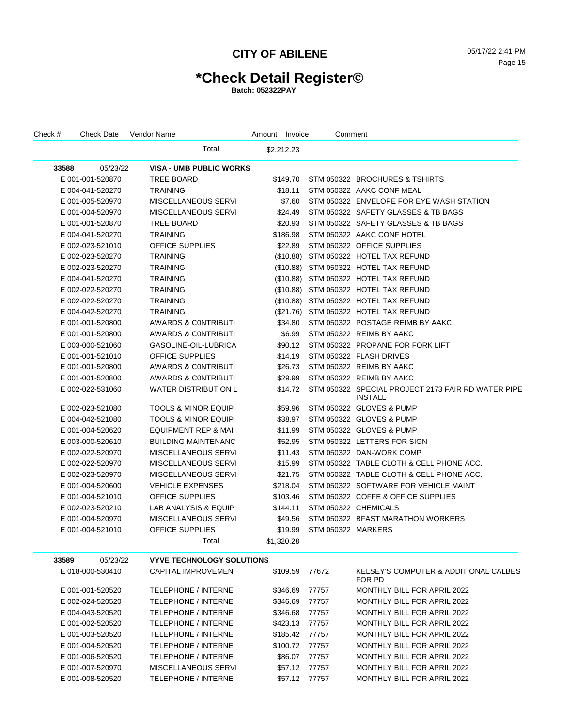# CITY OF ABILENE

# *Check Detail Register©

**Batch: 052322PAY**

| Check # | Check Date | Vendor Name | Amount | Invoice | Comment |
|---|---|---|---|---|---|
| | | Total | $2,212.23 | | |
| **33588** | 05/23/22 | **VISA - UMB PUBLIC WORKS** | | | |
| E 001-001-520870 | | TREE BOARD | $149.70 | STM 050322 | BROCHURES & TSHIRTS |
| E 004-041-520270 | | TRAINING | $18.11 | STM 050322 | AAKC CONF MEAL |
| E 001-005-520970 | | MISCELLANEOUS SERVI | $7.60 | STM 050322 | ENVELOPE FOR EYE WASH STATION |
| E 001-004-520970 | | MISCELLANEOUS SERVI | $24.49 | STM 050322 | SAFETY GLASSES & TB BAGS |
| E 001-001-520870 | | TREE BOARD | $20.93 | STM 050322 | SAFETY GLASSES & TB BAGS |
| E 004-041-520270 | | TRAINING | $186.98 | STM 050322 | AAKC CONF HOTEL |
| E 002-023-521010 | | OFFICE SUPPLIES | $22.89 | STM 050322 | OFFICE SUPPLIES |
| E 002-023-520270 | | TRAINING | ($10.88) | STM 050322 | HOTEL TAX REFUND |
| E 002-023-520270 | | TRAINING | ($10.88) | STM 050322 | HOTEL TAX REFUND |
| E 004-041-520270 | | TRAINING | ($10.88) | STM 050322 | HOTEL TAX REFUND |
| E 002-022-520270 | | TRAINING | ($10.88) | STM 050322 | HOTEL TAX REFUND |
| E 002-022-520270 | | TRAINING | ($10.88) | STM 050322 | HOTEL TAX REFUND |
| E 004-042-520270 | | TRAINING | ($21.76) | STM 050322 | HOTEL TAX REFUND |
| E 001-001-520800 | | AWARDS & C0NTRIBUTI | $34.80 | STM 050322 | POSTAGE REIMB BY AAKC |
| E 001-001-520800 | | AWARDS & C0NTRIBUTI | $6.99 | STM 050322 | REIMB BY AAKC |
| E 003-000-521060 | | GASOLINE-OIL-LUBRICA | $90.12 | STM 050322 | PROPANE FOR FORK LIFT |
| E 001-001-521010 | | OFFICE SUPPLIES | $14.19 | STM 050322 | FLASH DRIVES |
| E 001-001-520800 | | AWARDS & C0NTRIBUTI | $26.73 | STM 050322 | REIMB BY AAKC |
| E 001-001-520800 | | AWARDS & C0NTRIBUTI | $29.99 | STM 050322 | REIMB BY AAKC |
| E 002-022-531060 | | WATER DISTRIBUTION L | $14.72 | STM 050322 | SPECIAL PROJECT 2173 FAIR RD WATER PIPE INSTALL |
| E 002-023-521080 | | TOOLS & MINOR EQUIP | $59.96 | STM 050322 | GLOVES & PUMP |
| E 004-042-521080 | | TOOLS & MINOR EQUIP | $38.97 | STM 050322 | GLOVES & PUMP |
| E 001-004-520620 | | EQUIPMENT REP & MAI | $11.99 | STM 050322 | GLOVES & PUMP |
| E 003-000-520610 | | BUILDING MAINTENANC | $52.95 | STM 050322 | LETTERS FOR SIGN |
| E 002-022-520970 | | MISCELLANEOUS SERVI | $11.43 | STM 050322 | DAN-WORK COMP |
| E 002-022-520970 | | MISCELLANEOUS SERVI | $15.99 | STM 050322 | TABLE CLOTH & CELL PHONE ACC. |
| E 002-023-520970 | | MISCELLANEOUS SERVI | $21.75 | STM 050322 | TABLE CLOTH & CELL PHONE ACC. |
| E 001-004-520600 | | VEHICLE EXPENSES | $218.04 | STM 050322 | SOFTWARE FOR VEHICLE MAINT |
| E 001-004-521010 | | OFFICE SUPPLIES | $103.46 | STM 050322 | COFFE & OFFICE SUPPLIES |
| E 002-023-520210 | | LAB ANALYSIS & EQUIP | $144.11 | STM 050322 | CHEMICALS |
| E 001-004-520970 | | MISCELLANEOUS SERVI | $49.56 | STM 050322 | BFAST MARATHON WORKERS |
| E 001-004-521010 | | OFFICE SUPPLIES | $19.99 | STM 050322 | MARKERS |
| | | Total | $1,320.28 | | |
| **33589** | 05/23/22 | **VYVE TECHNOLOGY SOLUTIONS** | | | |
| E 018-000-530410 | | CAPITAL IMPROVEMEN | $109.59 | 77672 | KELSEY'S COMPUTER & ADDITIONAL CALBES FOR PD |
| E 001-001-520520 | | TELEPHONE / INTERNE | $346.69 | 77757 | MONTHLY BILL FOR APRIL 2022 |
| E 002-024-520520 | | TELEPHONE / INTERNE | $346.69 | 77757 | MONTHLY BILL FOR APRIL 2022 |
| E 004-043-520520 | | TELEPHONE / INTERNE | $346.68 | 77757 | MONTHLY BILL FOR APRIL 2022 |
| E 001-002-520520 | | TELEPHONE / INTERNE | $423.13 | 77757 | MONTHLY BILL FOR APRIL 2022 |
| E 001-003-520520 | | TELEPHONE / INTERNE | $185.42 | 77757 | MONTHLY BILL FOR APRIL 2022 |
| E 001-004-520520 | | TELEPHONE / INTERNE | $100.72 | 77757 | MONTHLY BILL FOR APRIL 2022 |
| E 001-006-520520 | | TELEPHONE / INTERNE | $86.07 | 77757 | MONTHLY BILL FOR APRIL 2022 |
| E 001-007-520970 | | MISCELLANEOUS SERVI | $57.12 | 77757 | MONTHLY BILL FOR APRIL 2022 |
| E 001-008-520520 | | TELEPHONE / INTERNE | $57.12 | 77757 | MONTHLY BILL FOR APRIL 2022 |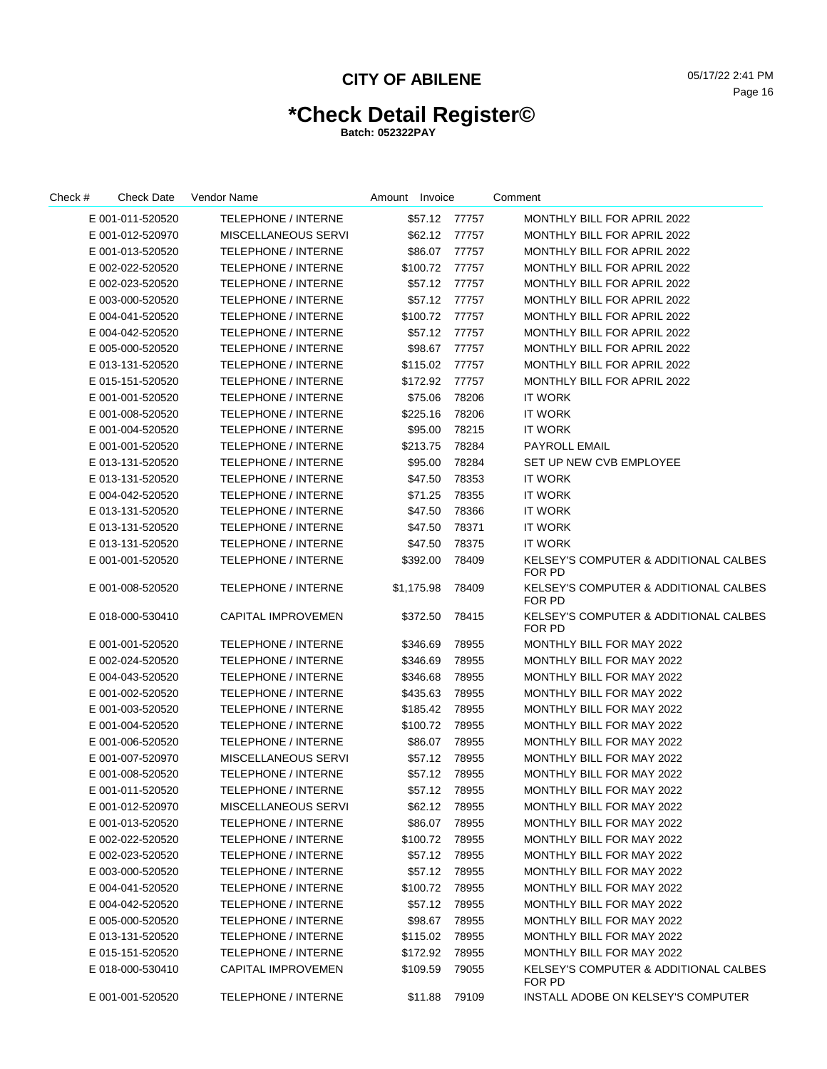# CITY OF ABILENE

# *Check Detail Register©

**Batch: 052322PAY**

| Check # | Check Date | Vendor Name | Amount | Invoice | Comment |
|---|---|---|---|---|---|
| E 001-011-520520 | | TELEPHONE / INTERNE | $57.12 | 77757 | MONTHLY BILL FOR APRIL 2022 |
| E 001-012-520970 | | MISCELLANEOUS SERVI | $62.12 | 77757 | MONTHLY BILL FOR APRIL 2022 |
| E 001-013-520520 | | TELEPHONE / INTERNE | $86.07 | 77757 | MONTHLY BILL FOR APRIL 2022 |
| E 002-022-520520 | | TELEPHONE / INTERNE | $100.72 | 77757 | MONTHLY BILL FOR APRIL 2022 |
| E 002-023-520520 | | TELEPHONE / INTERNE | $57.12 | 77757 | MONTHLY BILL FOR APRIL 2022 |
| E 003-000-520520 | | TELEPHONE / INTERNE | $57.12 | 77757 | MONTHLY BILL FOR APRIL 2022 |
| E 004-041-520520 | | TELEPHONE / INTERNE | $100.72 | 77757 | MONTHLY BILL FOR APRIL 2022 |
| E 004-042-520520 | | TELEPHONE / INTERNE | $57.12 | 77757 | MONTHLY BILL FOR APRIL 2022 |
| E 005-000-520520 | | TELEPHONE / INTERNE | $98.67 | 77757 | MONTHLY BILL FOR APRIL 2022 |
| E 013-131-520520 | | TELEPHONE / INTERNE | $115.02 | 77757 | MONTHLY BILL FOR APRIL 2022 |
| E 015-151-520520 | | TELEPHONE / INTERNE | $172.92 | 77757 | MONTHLY BILL FOR APRIL 2022 |
| E 001-001-520520 | | TELEPHONE / INTERNE | $75.06 | 78206 | IT WORK |
| E 001-008-520520 | | TELEPHONE / INTERNE | $225.16 | 78206 | IT WORK |
| E 001-004-520520 | | TELEPHONE / INTERNE | $95.00 | 78215 | IT WORK |
| E 001-001-520520 | | TELEPHONE / INTERNE | $213.75 | 78284 | PAYROLL EMAIL |
| E 013-131-520520 | | TELEPHONE / INTERNE | $95.00 | 78284 | SET UP NEW CVB EMPLOYEE |
| E 013-131-520520 | | TELEPHONE / INTERNE | $47.50 | 78353 | IT WORK |
| E 004-042-520520 | | TELEPHONE / INTERNE | $71.25 | 78355 | IT WORK |
| E 013-131-520520 | | TELEPHONE / INTERNE | $47.50 | 78366 | IT WORK |
| E 013-131-520520 | | TELEPHONE / INTERNE | $47.50 | 78371 | IT WORK |
| E 013-131-520520 | | TELEPHONE / INTERNE | $47.50 | 78375 | IT WORK |
| E 001-001-520520 | | TELEPHONE / INTERNE | $392.00 | 78409 | KELSEY'S COMPUTER & ADDITIONAL CALBES FOR PD |
| E 001-008-520520 | | TELEPHONE / INTERNE | $1,175.98 | 78409 | KELSEY'S COMPUTER & ADDITIONAL CALBES FOR PD |
| E 018-000-530410 | | CAPITAL IMPROVEMEN | $372.50 | 78415 | KELSEY'S COMPUTER & ADDITIONAL CALBES FOR PD |
| E 001-001-520520 | | TELEPHONE / INTERNE | $346.69 | 78955 | MONTHLY BILL FOR MAY 2022 |
| E 002-024-520520 | | TELEPHONE / INTERNE | $346.69 | 78955 | MONTHLY BILL FOR MAY 2022 |
| E 004-043-520520 | | TELEPHONE / INTERNE | $346.68 | 78955 | MONTHLY BILL FOR MAY 2022 |
| E 001-002-520520 | | TELEPHONE / INTERNE | $435.63 | 78955 | MONTHLY BILL FOR MAY 2022 |
| E 001-003-520520 | | TELEPHONE / INTERNE | $185.42 | 78955 | MONTHLY BILL FOR MAY 2022 |
| E 001-004-520520 | | TELEPHONE / INTERNE | $100.72 | 78955 | MONTHLY BILL FOR MAY 2022 |
| E 001-006-520520 | | TELEPHONE / INTERNE | $86.07 | 78955 | MONTHLY BILL FOR MAY 2022 |
| E 001-007-520970 | | MISCELLANEOUS SERVI | $57.12 | 78955 | MONTHLY BILL FOR MAY 2022 |
| E 001-008-520520 | | TELEPHONE / INTERNE | $57.12 | 78955 | MONTHLY BILL FOR MAY 2022 |
| E 001-011-520520 | | TELEPHONE / INTERNE | $57.12 | 78955 | MONTHLY BILL FOR MAY 2022 |
| E 001-012-520970 | | MISCELLANEOUS SERVI | $62.12 | 78955 | MONTHLY BILL FOR MAY 2022 |
| E 001-013-520520 | | TELEPHONE / INTERNE | $86.07 | 78955 | MONTHLY BILL FOR MAY 2022 |
| E 002-022-520520 | | TELEPHONE / INTERNE | $100.72 | 78955 | MONTHLY BILL FOR MAY 2022 |
| E 002-023-520520 | | TELEPHONE / INTERNE | $57.12 | 78955 | MONTHLY BILL FOR MAY 2022 |
| E 003-000-520520 | | TELEPHONE / INTERNE | $57.12 | 78955 | MONTHLY BILL FOR MAY 2022 |
| E 004-041-520520 | | TELEPHONE / INTERNE | $100.72 | 78955 | MONTHLY BILL FOR MAY 2022 |
| E 004-042-520520 | | TELEPHONE / INTERNE | $57.12 | 78955 | MONTHLY BILL FOR MAY 2022 |
| E 005-000-520520 | | TELEPHONE / INTERNE | $98.67 | 78955 | MONTHLY BILL FOR MAY 2022 |
| E 013-131-520520 | | TELEPHONE / INTERNE | $115.02 | 78955 | MONTHLY BILL FOR MAY 2022 |
| E 015-151-520520 | | TELEPHONE / INTERNE | $172.92 | 78955 | MONTHLY BILL FOR MAY 2022 |
| E 018-000-530410 | | CAPITAL IMPROVEMEN | $109.59 | 79055 | KELSEY'S COMPUTER & ADDITIONAL CALBES FOR PD |
| E 001-001-520520 | | TELEPHONE / INTERNE | $11.88 | 79109 | INSTALL ADOBE ON KELSEY'S COMPUTER |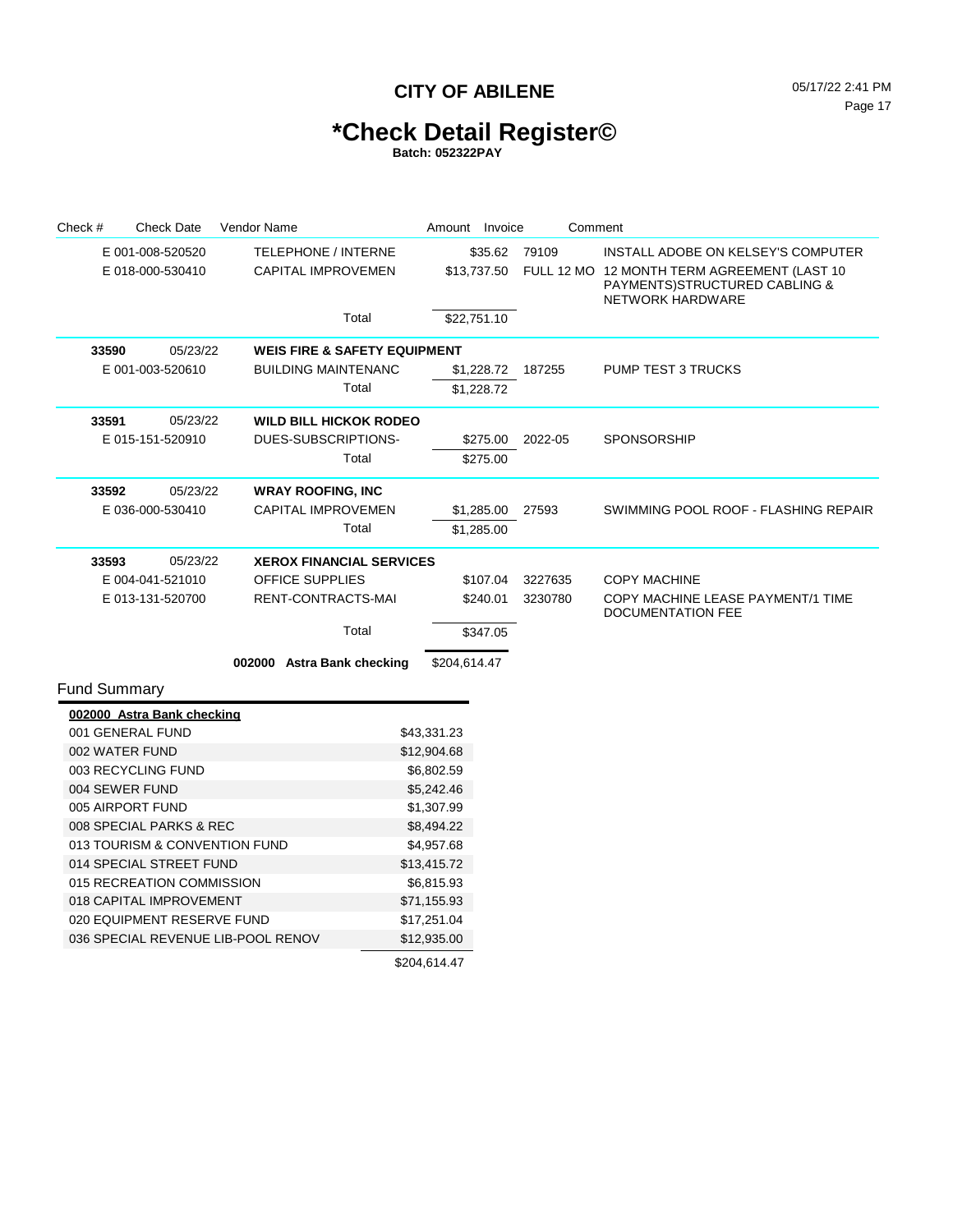# CITY OF ABILENE

05/17/22 2:41 PM

## *Check Detail Register©

**Batch: 052322PAY**

| Check # | Check Date | Vendor Name | Amount | Invoice | Comment |
|---|---|---|---|---|---|
| E 001-008-520520 | | TELEPHONE / INTERNE | $35.62 | 79109 | INSTALL ADOBE ON KELSEY'S COMPUTER |
| E 018-000-530410 | | CAPITAL IMPROVEMEN | $13,737.50 | FULL 12 MO | 12 MONTH TERM AGREEMENT (LAST 10 PAYMENTS)STRUCTURED CABLING & NETWORK HARDWARE |
| | | Total | $22,751.10 | | |
| **33590** | 05/23/22 | **WEIS FIRE & SAFETY EQUIPMENT** | | | |
| E 001-003-520610 | | BUILDING MAINTENANC | $1,228.72 | 187255 | PUMP TEST 3 TRUCKS |
| | | Total | $1,228.72 | | |
| **33591** | 05/23/22 | **WILD BILL HICKOK RODEO** | | | |
| E 015-151-520910 | | DUES-SUBSCRIPTIONS- | $275.00 | 2022-05 | SPONSORSHIP |
| | | Total | $275.00 | | |
| **33592** | 05/23/22 | **WRAY ROOFING, INC** | | | |
| E 036-000-530410 | | CAPITAL IMPROVEMEN | $1,285.00 | 27593 | SWIMMING POOL ROOF - FLASHING REPAIR |
| | | Total | $1,285.00 | | |
| **33593** | 05/23/22 | **XEROX FINANCIAL SERVICES** | | | |
| E 004-041-521010 | | OFFICE SUPPLIES | $107.04 | 3227635 | COPY MACHINE |
| E 013-131-520700 | | RENT-CONTRACTS-MAI | $240.01 | 3230780 | COPY MACHINE LEASE PAYMENT/1 TIME DOCUMENTATION FEE |
| | | Total | $347.05 | | |
| | | **002000 Astra Bank checking** | $204,614.47 | | |

## Fund Summary

| **002000 Astra Bank checking** | |
|---|---|
| 001 GENERAL FUND | $43,331.23 |
| 002 WATER FUND | $12,904.68 |
| 003 RECYCLING FUND | $6,802.59 |
| 004 SEWER FUND | $5,242.46 |
| 005 AIRPORT FUND | $1,307.99 |
| 008 SPECIAL PARKS & REC | $8,494.22 |
| 013 TOURISM & CONVENTION FUND | $4,957.68 |
| 014 SPECIAL STREET FUND | $13,415.72 |
| 015 RECREATION COMMISSION | $6,815.93 |
| 018 CAPITAL IMPROVEMENT | $71,155.93 |
| 020 EQUIPMENT RESERVE FUND | $17,251.04 |
| 036 SPECIAL REVENUE LIB-POOL RENOV | $12,935.00 |
| | $204,614.47 |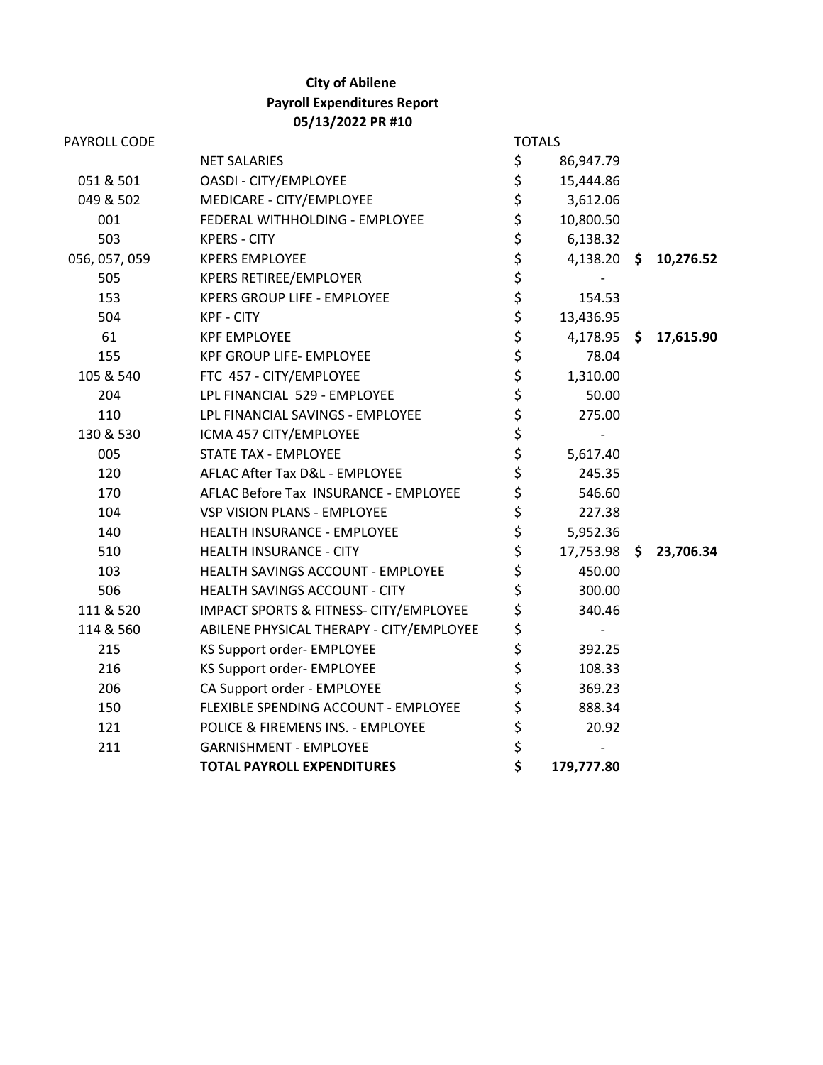**City of Abilene**
**Payroll Expenditures Report**
**05/13/2022 PR #10**

| PAYROLL CODE | | TOTALS | |
|---|---|---|---|
| | NET SALARIES | $ 86,947.79 | |
| 051 & 501 | OASDI - CITY/EMPLOYEE | $ 15,444.86 | |
| 049 & 502 | MEDICARE - CITY/EMPLOYEE | $ 3,612.06 | |
| 001 | FEDERAL WITHHOLDING - EMPLOYEE | $ 10,800.50 | |
| 503 | KPERS - CITY | $ 6,138.32 | |
| 056, 057, 059 | KPERS EMPLOYEE | $ 4,138.20 | $ 10,276.52 |
| 505 | KPERS RETIREE/EMPLOYER | $ - | |
| 153 | KPERS GROUP LIFE - EMPLOYEE | $ 154.53 | |
| 504 | KPF - CITY | $ 13,436.95 | |
| 61 | KPF EMPLOYEE | $ 4,178.95 | $ 17,615.90 |
| 155 | KPF GROUP LIFE- EMPLOYEE | $ 78.04 | |
| 105 & 540 | FTC 457 - CITY/EMPLOYEE | $ 1,310.00 | |
| 204 | LPL FINANCIAL 529 - EMPLOYEE | $ 50.00 | |
| 110 | LPL FINANCIAL SAVINGS - EMPLOYEE | $ 275.00 | |
| 130 & 530 | ICMA 457 CITY/EMPLOYEE | $ - | |
| 005 | STATE TAX - EMPLOYEE | $ 5,617.40 | |
| 120 | AFLAC After Tax D&L - EMPLOYEE | $ 245.35 | |
| 170 | AFLAC Before Tax INSURANCE - EMPLOYEE | $ 546.60 | |
| 104 | VSP VISION PLANS - EMPLOYEE | $ 227.38 | |
| 140 | HEALTH INSURANCE - EMPLOYEE | $ 5,952.36 | |
| 510 | HEALTH INSURANCE - CITY | $ 17,753.98 | $ 23,706.34 |
| 103 | HEALTH SAVINGS ACCOUNT - EMPLOYEE | $ 450.00 | |
| 506 | HEALTH SAVINGS ACCOUNT - CITY | $ 300.00 | |
| 111 & 520 | IMPACT SPORTS & FITNESS- CITY/EMPLOYEE | $ 340.46 | |
| 114 & 560 | ABILENE PHYSICAL THERAPY - CITY/EMPLOYEE | $ - | |
| 215 | KS Support order- EMPLOYEE | $ 392.25 | |
| 216 | KS Support order- EMPLOYEE | $ 108.33 | |
| 206 | CA Support order - EMPLOYEE | $ 369.23 | |
| 150 | FLEXIBLE SPENDING ACCOUNT - EMPLOYEE | $ 888.34 | |
| 121 | POLICE & FIREMENS INS. - EMPLOYEE | $ 20.92 | |
| 211 | GARNISHMENT - EMPLOYEE | $ - | |
| | **TOTAL PAYROLL EXPENDITURES** | **$ 179,777.80** | |